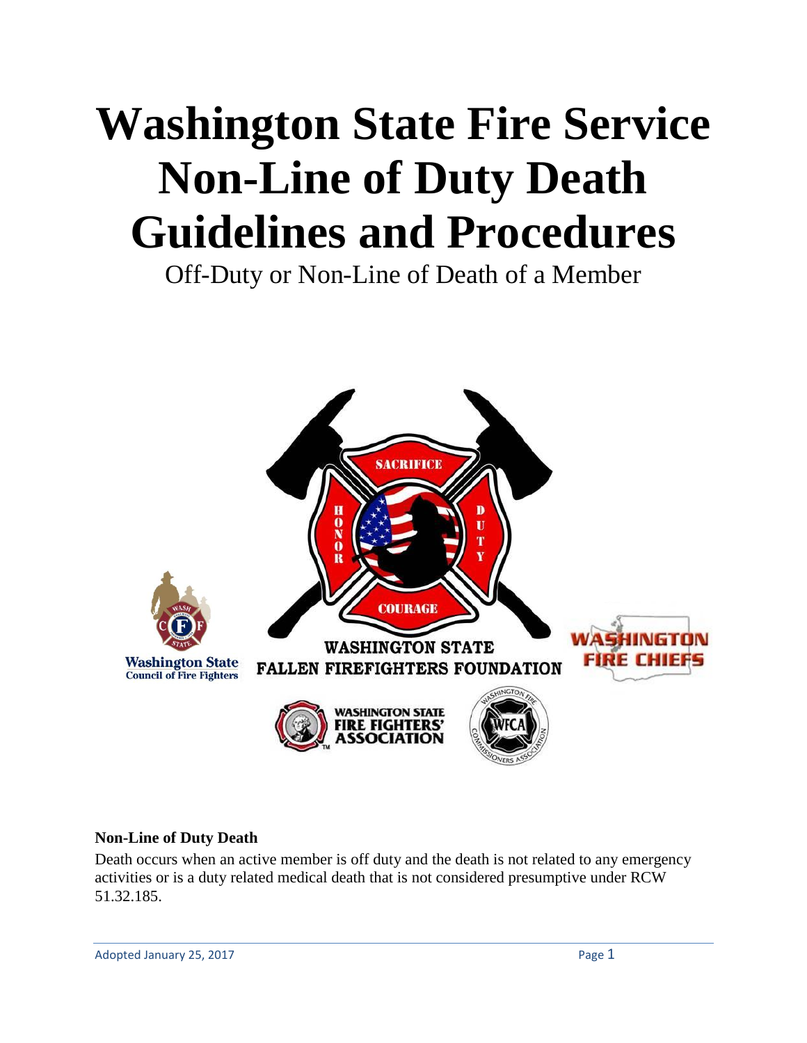# Washington State Fire Service Non-Line of Duty Death Guidelines and Procedures

Off-Duty or Non-Line of Death of a Member

Washington State Council of Fire Fighters

WASHINGTON STATE FALLEN FIREFIGHTERS FOUNDATION

WASHINGTON FIRE CHIEFS

WASHINGTON STATE FIRE FIGHTERS' ASSOCIATION

WFCA

### Non-Line of Duty Death

Death occurs when an active member is off duty and the death is not related to any emergency activities or is a duty related medical death that is not considered presumptive under RCW 51.32.185.

Adopted January 25, 2017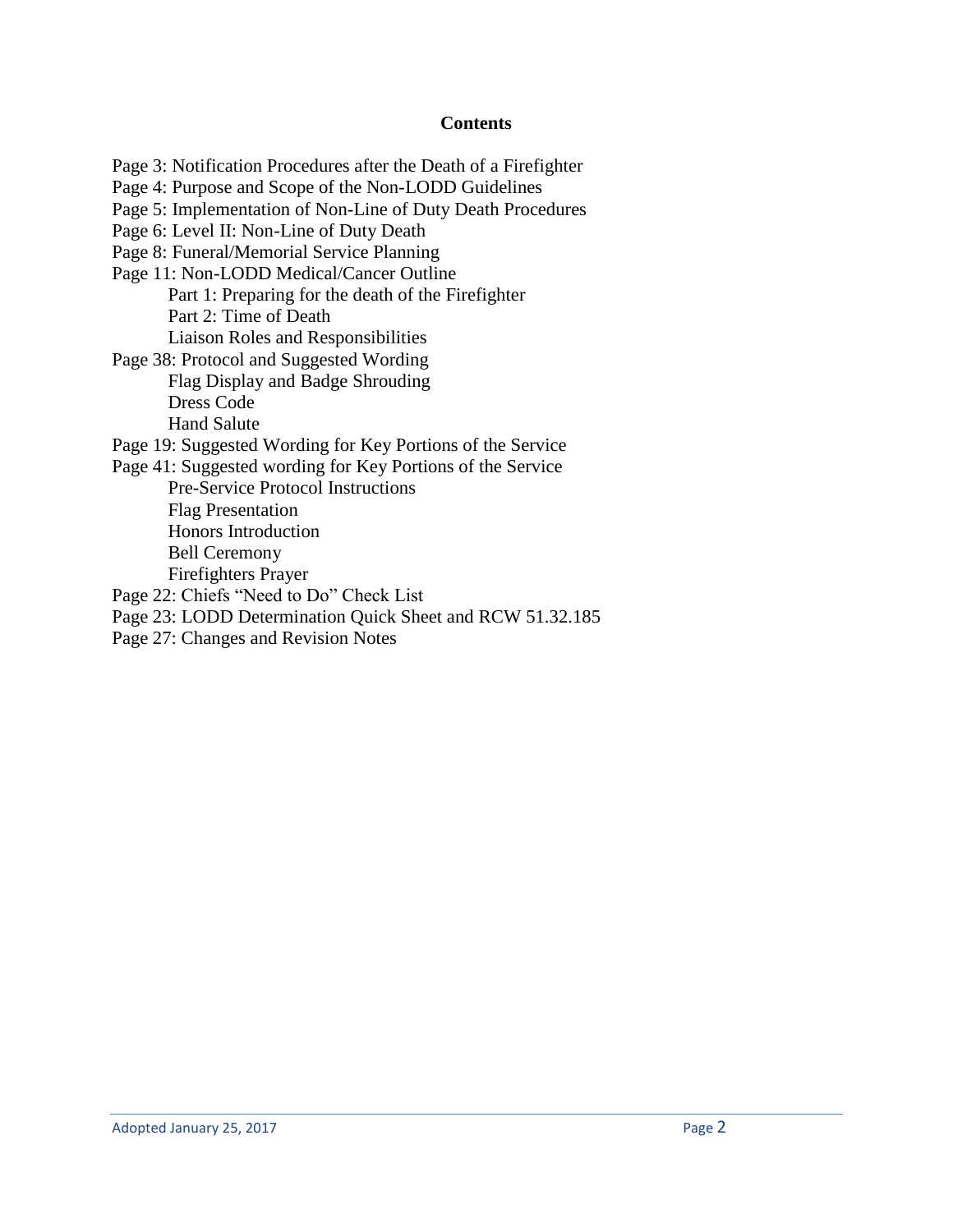## Contents

Page 3: Notification Procedures after the Death of a Firefighter
Page 4: Purpose and Scope of the Non-LODD Guidelines
Page 5: Implementation of Non-Line of Duty Death Procedures
Page 6: Level II: Non-Line of Duty Death
Page 8: Funeral/Memorial Service Planning
Page 11: Non-LODD Medical/Cancer Outline
- Part 1: Preparing for the death of the Firefighter
- Part 2: Time of Death
- Liaison Roles and Responsibilities

Page 38: Protocol and Suggested Wording
- Flag Display and Badge Shrouding
- Dress Code
- Hand Salute

Page 19: Suggested Wording for Key Portions of the Service
Page 41: Suggested wording for Key Portions of the Service
- Pre-Service Protocol Instructions
- Flag Presentation
- Honors Introduction
- Bell Ceremony
- Firefighters Prayer

Page 22: Chiefs "Need to Do" Check List
Page 23: LODD Determination Quick Sheet and RCW 51.32.185
Page 27: Changes and Revision Notes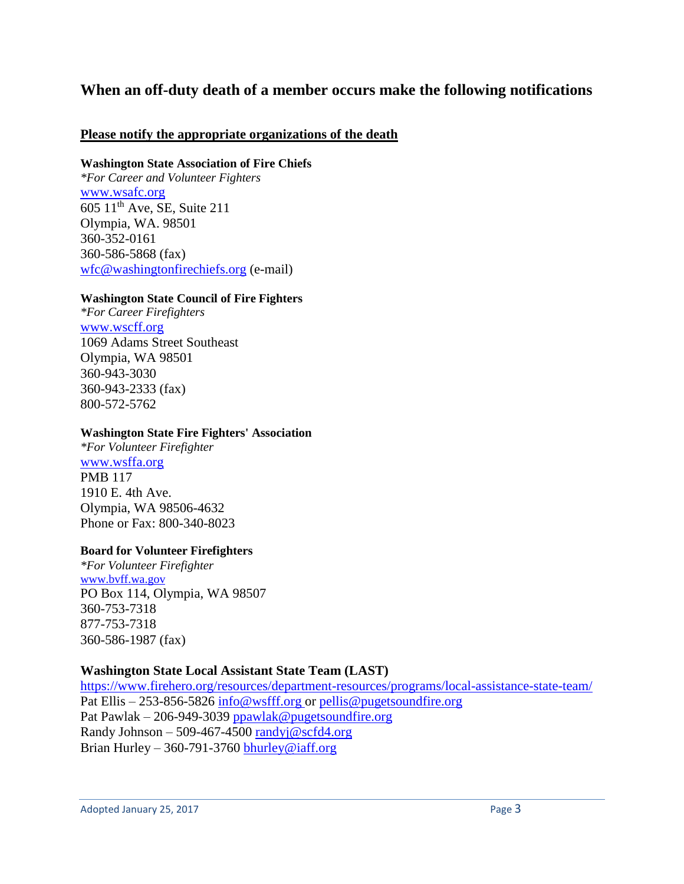## When an off-duty death of a member occurs make the following notifications

**Please notify the appropriate organizations of the death**

**Washington State Association of Fire Chiefs**
*\*For Career and Volunteer Fighters*
www.wsafc.org
605 11th Ave, SE, Suite 211
Olympia, WA. 98501
360-352-0161
360-586-5868 (fax)
wfc@washingtonfirechiefs.org (e-mail)

**Washington State Council of Fire Fighters**
*\*For Career Firefighters*
www.wscff.org
1069 Adams Street Southeast
Olympia, WA 98501
360-943-3030
360-943-2333 (fax)
800-572-5762

**Washington State Fire Fighters' Association**
*\*For Volunteer Firefighter*
www.wsffa.org
PMB 117
1910 E. 4th Ave.
Olympia, WA 98506-4632
Phone or Fax: 800-340-8023

**Board for Volunteer Firefighters**
*\*For Volunteer Firefighter*
www.bvff.wa.gov
PO Box 114, Olympia, WA 98507
360-753-7318
877-753-7318
360-586-1987 (fax)

**Washington State Local Assistant State Team (LAST)**
https://www.firehero.org/resources/department-resources/programs/local-assistance-state-team/
Pat Ellis – 253-856-5826 info@wsfff.org or pellis@pugetsoundfire.org
Pat Pawlak – 206-949-3039 ppawlak@pugetsoundfire.org
Randy Johnson – 509-467-4500 randyj@scfd4.org
Brian Hurley – 360-791-3760 bhurley@iaff.org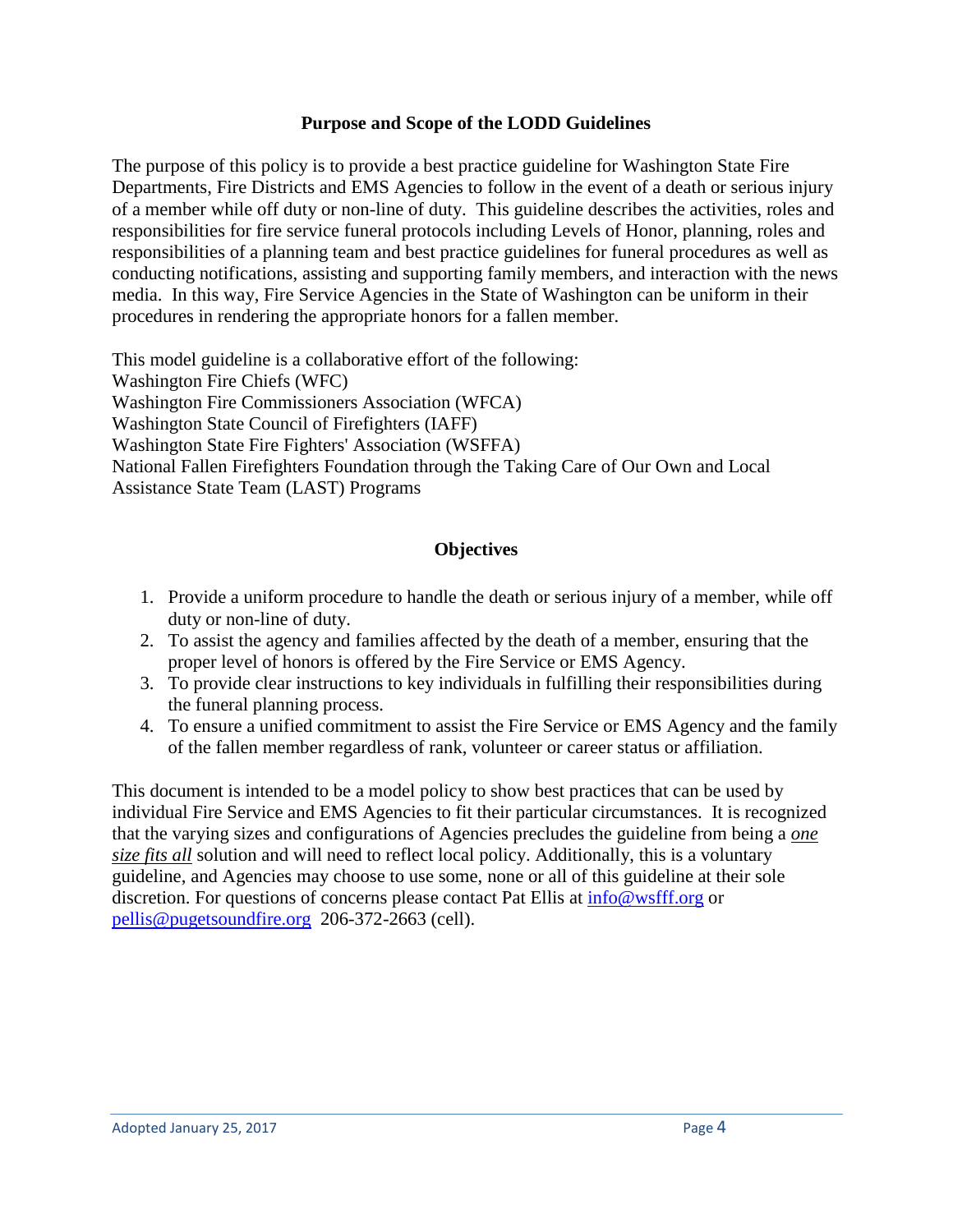## Purpose and Scope of the LODD Guidelines

The purpose of this policy is to provide a best practice guideline for Washington State Fire Departments, Fire Districts and EMS Agencies to follow in the event of a death or serious injury of a member while off duty or non-line of duty. This guideline describes the activities, roles and responsibilities for fire service funeral protocols including Levels of Honor, planning, roles and responsibilities of a planning team and best practice guidelines for funeral procedures as well as conducting notifications, assisting and supporting family members, and interaction with the news media. In this way, Fire Service Agencies in the State of Washington can be uniform in their procedures in rendering the appropriate honors for a fallen member.

This model guideline is a collaborative effort of the following:
Washington Fire Chiefs (WFC)
Washington Fire Commissioners Association (WFCA)
Washington State Council of Firefighters (IAFF)
Washington State Fire Fighters' Association (WSFFA)
National Fallen Firefighters Foundation through the Taking Care of Our Own and Local Assistance State Team (LAST) Programs

## Objectives

1. Provide a uniform procedure to handle the death or serious injury of a member, while off duty or non-line of duty.
2. To assist the agency and families affected by the death of a member, ensuring that the proper level of honors is offered by the Fire Service or EMS Agency.
3. To provide clear instructions to key individuals in fulfilling their responsibilities during the funeral planning process.
4. To ensure a unified commitment to assist the Fire Service or EMS Agency and the family of the fallen member regardless of rank, volunteer or career status or affiliation.

This document is intended to be a model policy to show best practices that can be used by individual Fire Service and EMS Agencies to fit their particular circumstances. It is recognized that the varying sizes and configurations of Agencies precludes the guideline from being a ***one size fits all*** solution and will need to reflect local policy. Additionally, this is a voluntary guideline, and Agencies may choose to use some, none or all of this guideline at their sole discretion. For questions of concerns please contact Pat Ellis at info@wsfff.org or pellis@pugetsoundfire.org 206-372-2663 (cell).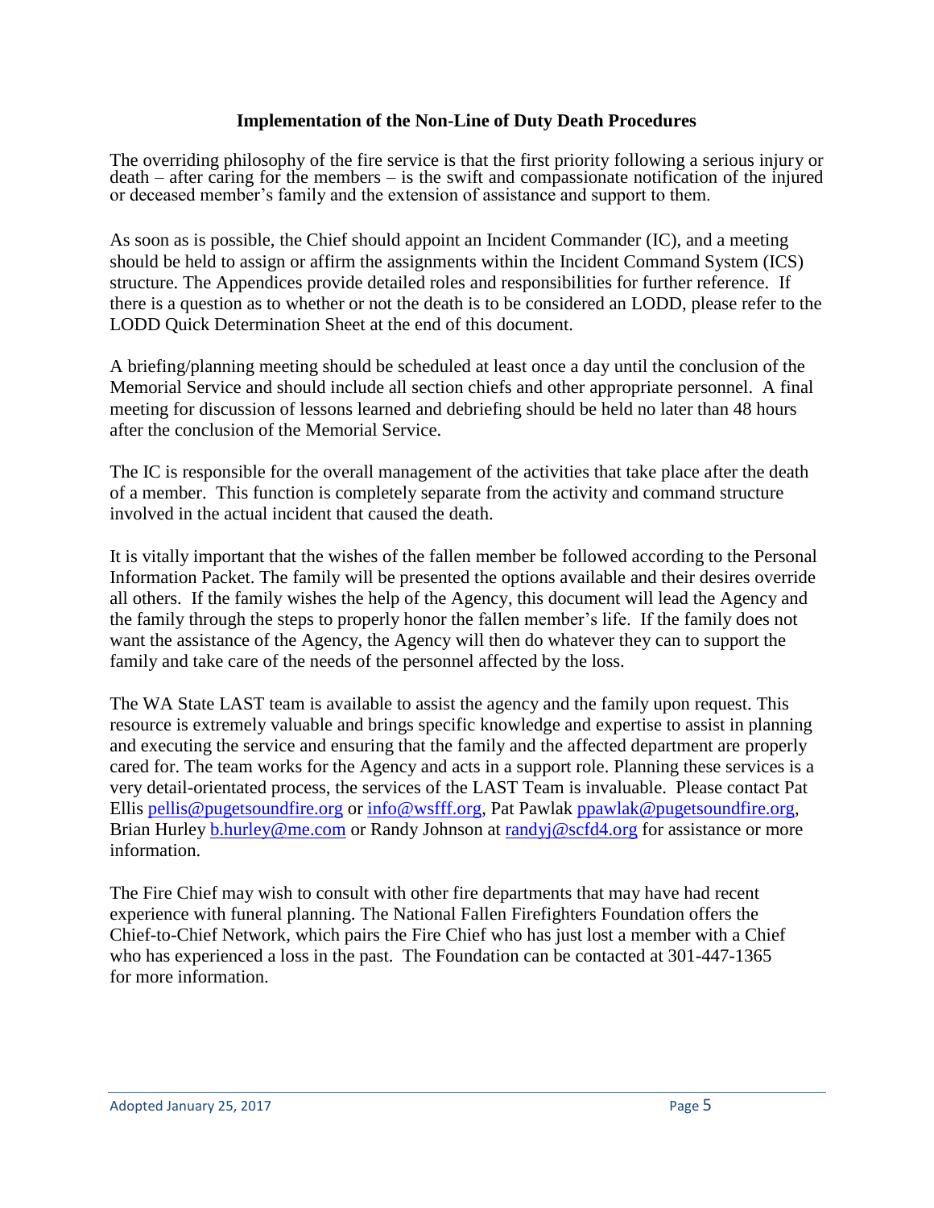**Implementation of the Non-Line of Duty Death Procedures**

The overriding philosophy of the fire service is that the first priority following a serious injury or death – after caring for the members – is the swift and compassionate notification of the injured or deceased member's family and the extension of assistance and support to them.

As soon as is possible, the Chief should appoint an Incident Commander (IC), and a meeting should be held to assign or affirm the assignments within the Incident Command System (ICS) structure. The Appendices provide detailed roles and responsibilities for further reference. If there is a question as to whether or not the death is to be considered an LODD, please refer to the LODD Quick Determination Sheet at the end of this document.

A briefing/planning meeting should be scheduled at least once a day until the conclusion of the Memorial Service and should include all section chiefs and other appropriate personnel. A final meeting for discussion of lessons learned and debriefing should be held no later than 48 hours after the conclusion of the Memorial Service.

The IC is responsible for the overall management of the activities that take place after the death of a member. This function is completely separate from the activity and command structure involved in the actual incident that caused the death.

It is vitally important that the wishes of the fallen member be followed according to the Personal Information Packet. The family will be presented the options available and their desires override all others. If the family wishes the help of the Agency, this document will lead the Agency and the family through the steps to properly honor the fallen member's life. If the family does not want the assistance of the Agency, the Agency will then do whatever they can to support the family and take care of the needs of the personnel affected by the loss.

The WA State LAST team is available to assist the agency and the family upon request. This resource is extremely valuable and brings specific knowledge and expertise to assist in planning and executing the service and ensuring that the family and the affected department are properly cared for. The team works for the Agency and acts in a support role. Planning these services is a very detail-orientated process, the services of the LAST Team is invaluable. Please contact Pat Ellis pellis@pugetsoundfire.org or info@wsfff.org, Pat Pawlak ppawlak@pugetsoundfire.org, Brian Hurley b.hurley@me.com or Randy Johnson at randyj@scfd4.org for assistance or more information.

The Fire Chief may wish to consult with other fire departments that may have had recent experience with funeral planning. The National Fallen Firefighters Foundation offers the Chief-to-Chief Network, which pairs the Fire Chief who has just lost a member with a Chief who has experienced a loss in the past. The Foundation can be contacted at 301-447-1365 for more information.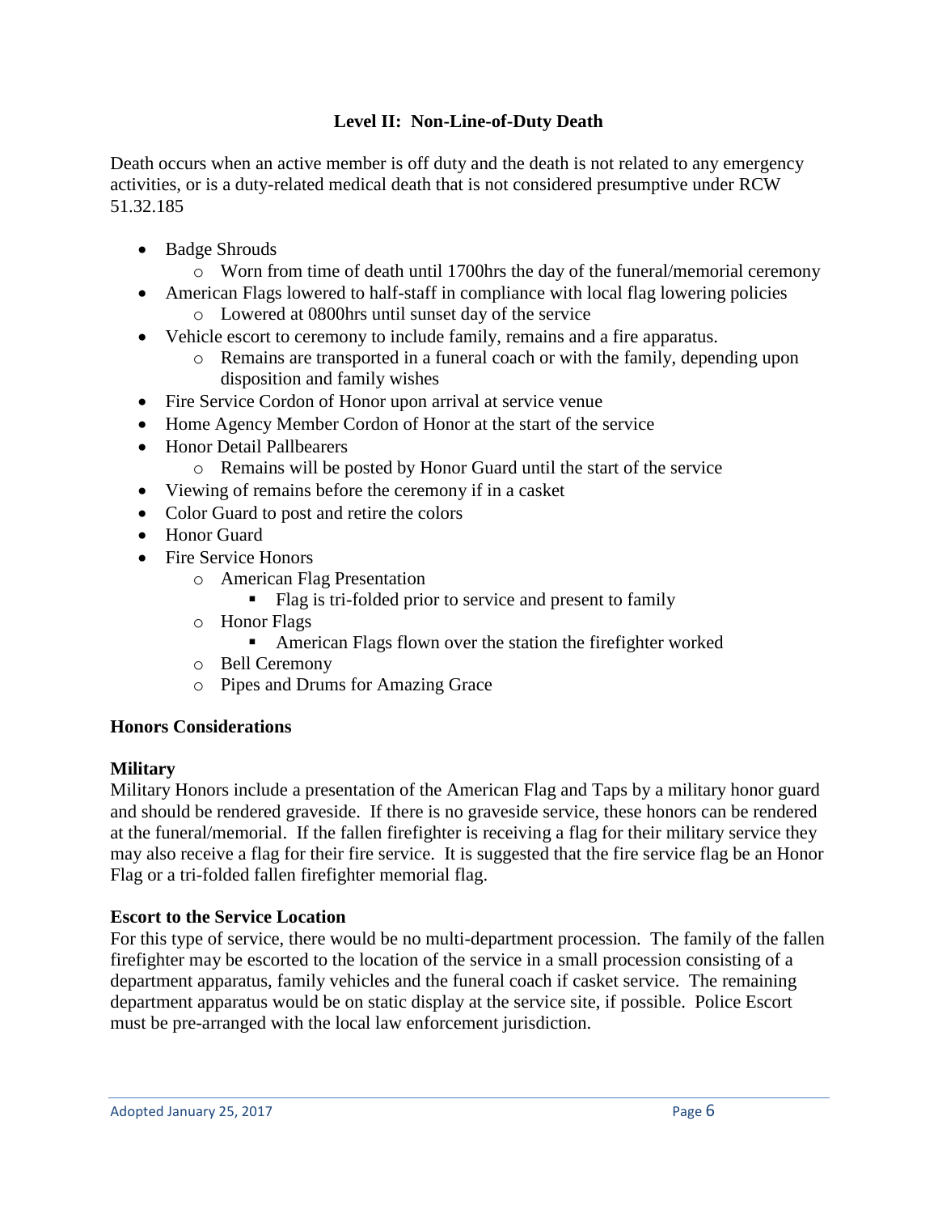## Level II: Non-Line-of-Duty Death

Death occurs when an active member is off duty and the death is not related to any emergency activities, or is a duty-related medical death that is not considered presumptive under RCW 51.32.185

- Badge Shrouds
  - Worn from time of death until 1700hrs the day of the funeral/memorial ceremony
- American Flags lowered to half-staff in compliance with local flag lowering policies
  - Lowered at 0800hrs until sunset day of the service
- Vehicle escort to ceremony to include family, remains and a fire apparatus.
  - Remains are transported in a funeral coach or with the family, depending upon disposition and family wishes
- Fire Service Cordon of Honor upon arrival at service venue
- Home Agency Member Cordon of Honor at the start of the service
- Honor Detail Pallbearers
  - Remains will be posted by Honor Guard until the start of the service
- Viewing of remains before the ceremony if in a casket
- Color Guard to post and retire the colors
- Honor Guard
- Fire Service Honors
  - American Flag Presentation
    - Flag is tri-folded prior to service and present to family
  - Honor Flags
    - American Flags flown over the station the firefighter worked
  - Bell Ceremony
  - Pipes and Drums for Amazing Grace

### Honors Considerations

**Military**
Military Honors include a presentation of the American Flag and Taps by a military honor guard and should be rendered graveside. If there is no graveside service, these honors can be rendered at the funeral/memorial. If the fallen firefighter is receiving a flag for their military service they may also receive a flag for their fire service. It is suggested that the fire service flag be an Honor Flag or a tri-folded fallen firefighter memorial flag.

**Escort to the Service Location**
For this type of service, there would be no multi-department procession. The family of the fallen firefighter may be escorted to the location of the service in a small procession consisting of a department apparatus, family vehicles and the funeral coach if casket service. The remaining department apparatus would be on static display at the service site, if possible. Police Escort must be pre-arranged with the local law enforcement jurisdiction.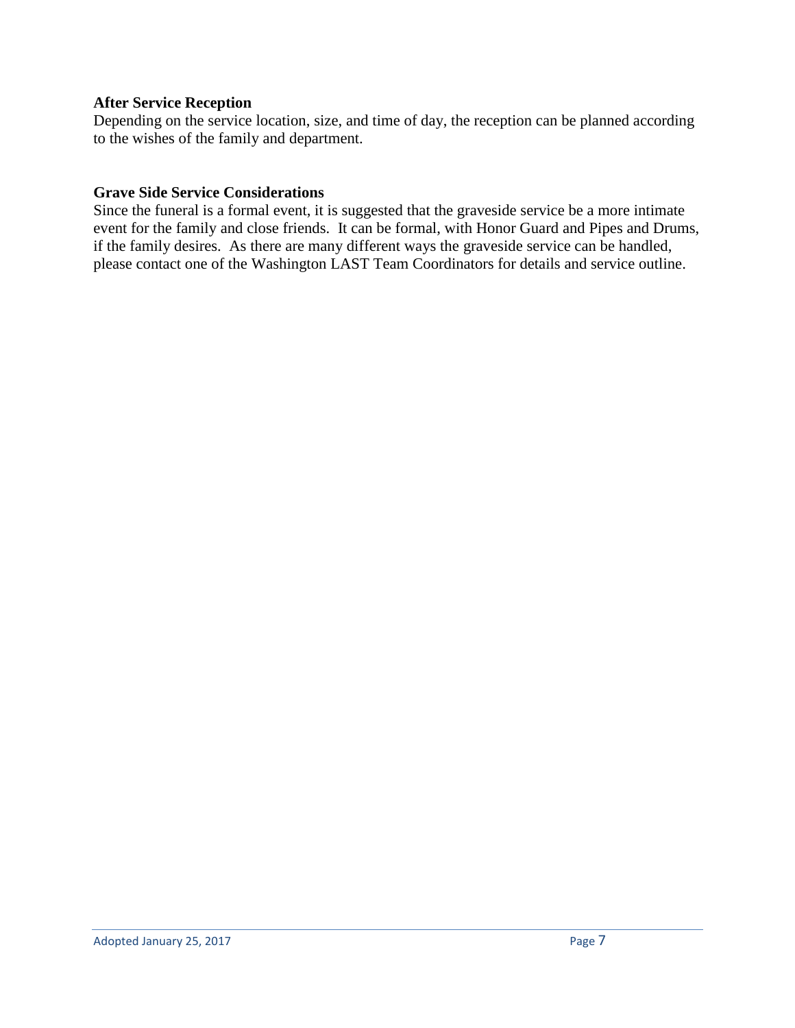**After Service Reception**

Depending on the service location, size, and time of day, the reception can be planned according to the wishes of the family and department.

**Grave Side Service Considerations**

Since the funeral is a formal event, it is suggested that the graveside service be a more intimate event for the family and close friends. It can be formal, with Honor Guard and Pipes and Drums, if the family desires. As there are many different ways the graveside service can be handled, please contact one of the Washington LAST Team Coordinators for details and service outline.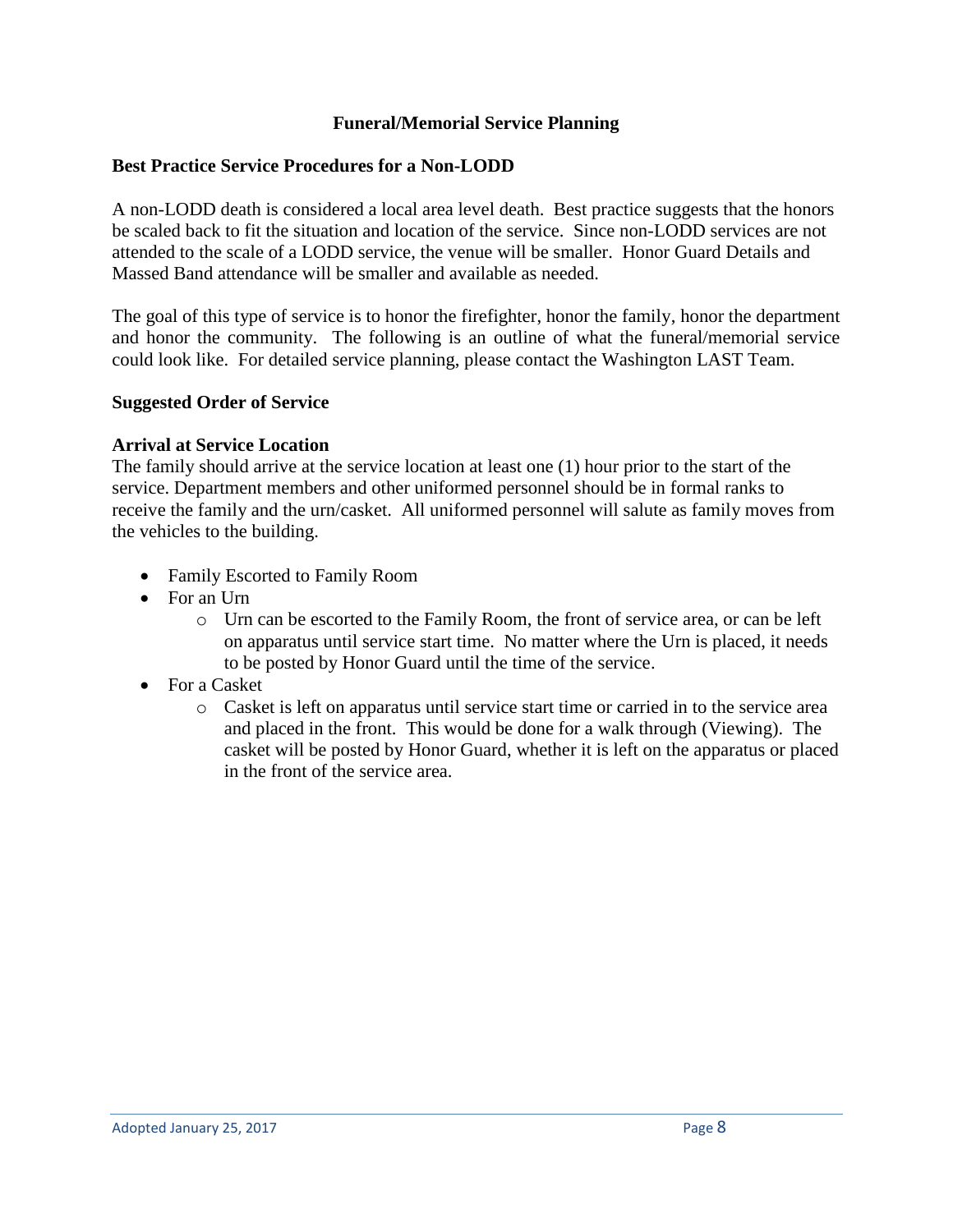## Funeral/Memorial Service Planning

### Best Practice Service Procedures for a Non-LODD

A non-LODD death is considered a local area level death. Best practice suggests that the honors be scaled back to fit the situation and location of the service. Since non-LODD services are not attended to the scale of a LODD service, the venue will be smaller. Honor Guard Details and Massed Band attendance will be smaller and available as needed.

The goal of this type of service is to honor the firefighter, honor the family, honor the department and honor the community. The following is an outline of what the funeral/memorial service could look like. For detailed service planning, please contact the Washington LAST Team.

### Suggested Order of Service

### Arrival at Service Location

The family should arrive at the service location at least one (1) hour prior to the start of the service. Department members and other uniformed personnel should be in formal ranks to receive the family and the urn/casket. All uniformed personnel will salute as family moves from the vehicles to the building.

- Family Escorted to Family Room
- For an Urn
  - Urn can be escorted to the Family Room, the front of service area, or can be left on apparatus until service start time. No matter where the Urn is placed, it needs to be posted by Honor Guard until the time of the service.
- For a Casket
  - Casket is left on apparatus until service start time or carried in to the service area and placed in the front. This would be done for a walk through (Viewing). The casket will be posted by Honor Guard, whether it is left on the apparatus or placed in the front of the service area.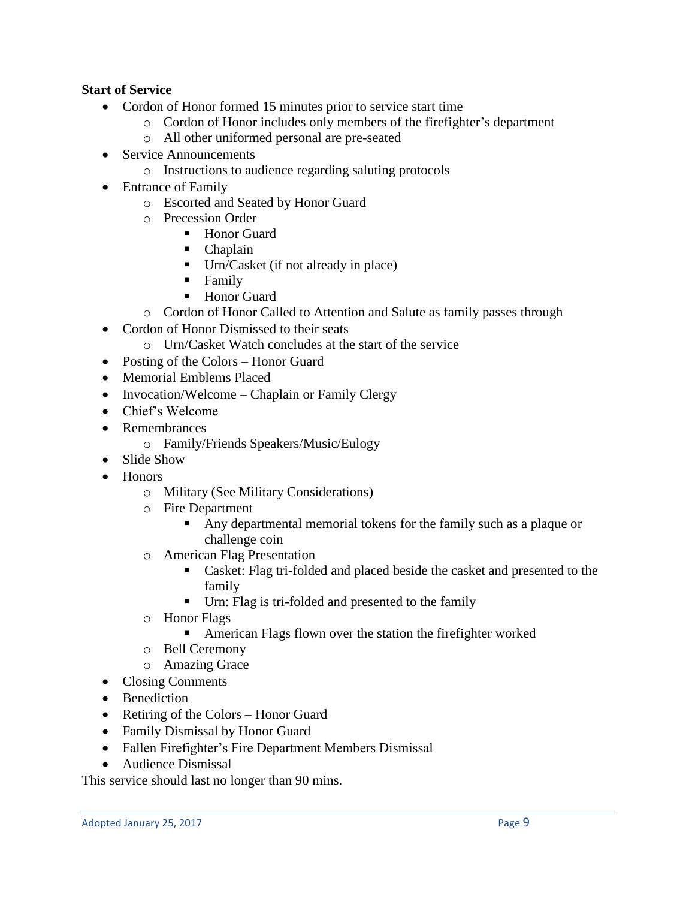**Start of Service**

- Cordon of Honor formed 15 minutes prior to service start time
    - Cordon of Honor includes only members of the firefighter's department
    - All other uniformed personal are pre-seated
- Service Announcements
    - Instructions to audience regarding saluting protocols
- Entrance of Family
    - Escorted and Seated by Honor Guard
    - Precession Order
        - Honor Guard
        - Chaplain
        - Urn/Casket (if not already in place)
        - Family
        - Honor Guard
    - Cordon of Honor Called to Attention and Salute as family passes through
- Cordon of Honor Dismissed to their seats
    - Urn/Casket Watch concludes at the start of the service
- Posting of the Colors – Honor Guard
- Memorial Emblems Placed
- Invocation/Welcome – Chaplain or Family Clergy
- Chief's Welcome
- Remembrances
    - Family/Friends Speakers/Music/Eulogy
- Slide Show
- Honors
    - Military (See Military Considerations)
    - Fire Department
        - Any departmental memorial tokens for the family such as a plaque or challenge coin
    - American Flag Presentation
        - Casket: Flag tri-folded and placed beside the casket and presented to the family
        - Urn: Flag is tri-folded and presented to the family
    - Honor Flags
        - American Flags flown over the station the firefighter worked
    - Bell Ceremony
    - Amazing Grace
- Closing Comments
- Benediction
- Retiring of the Colors – Honor Guard
- Family Dismissal by Honor Guard
- Fallen Firefighter's Fire Department Members Dismissal
- Audience Dismissal

This service should last no longer than 90 mins.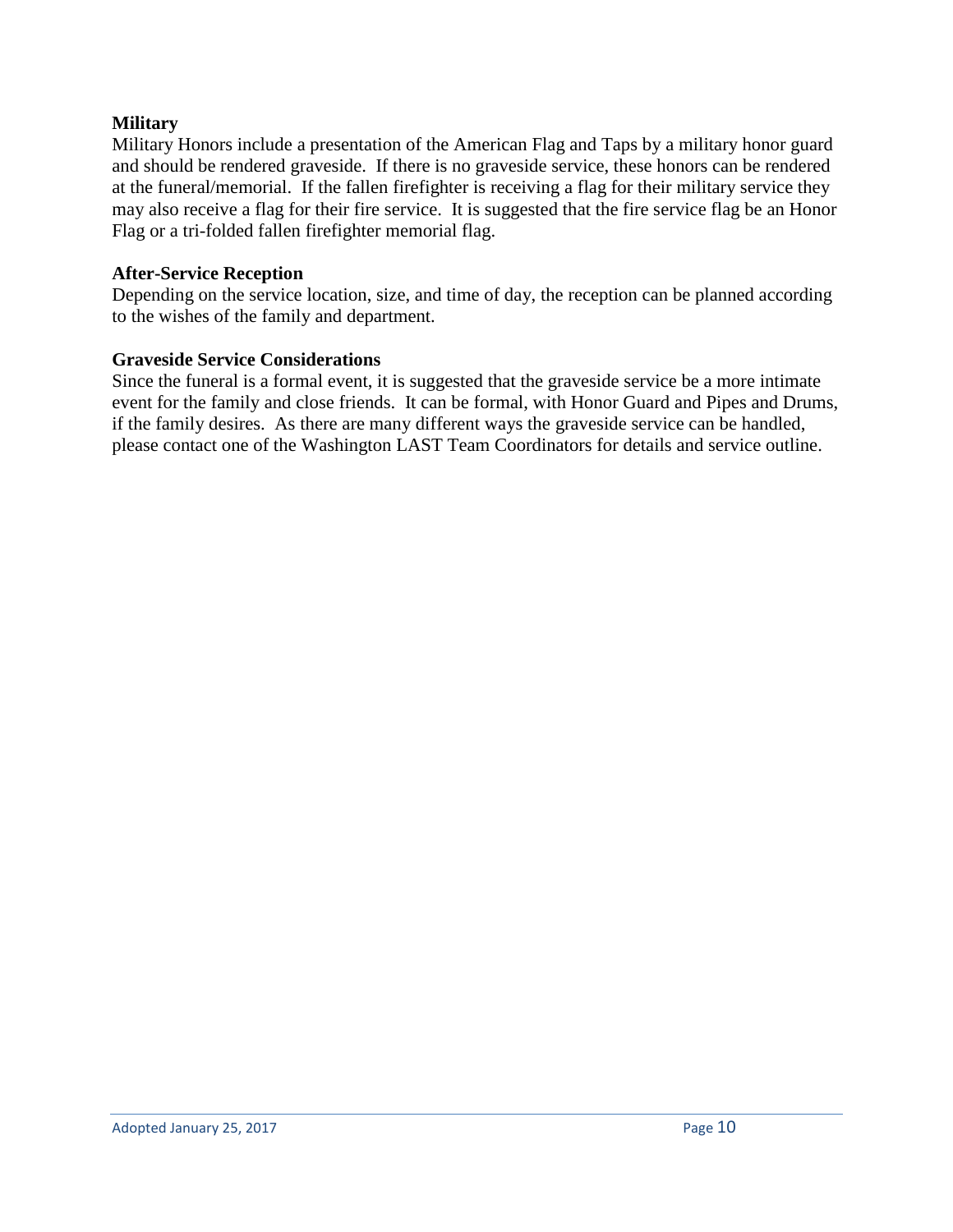**Military**

Military Honors include a presentation of the American Flag and Taps by a military honor guard and should be rendered graveside. If there is no graveside service, these honors can be rendered at the funeral/memorial. If the fallen firefighter is receiving a flag for their military service they may also receive a flag for their fire service. It is suggested that the fire service flag be an Honor Flag or a tri-folded fallen firefighter memorial flag.

**After-Service Reception**

Depending on the service location, size, and time of day, the reception can be planned according to the wishes of the family and department.

**Graveside Service Considerations**

Since the funeral is a formal event, it is suggested that the graveside service be a more intimate event for the family and close friends. It can be formal, with Honor Guard and Pipes and Drums, if the family desires. As there are many different ways the graveside service can be handled, please contact one of the Washington LAST Team Coordinators for details and service outline.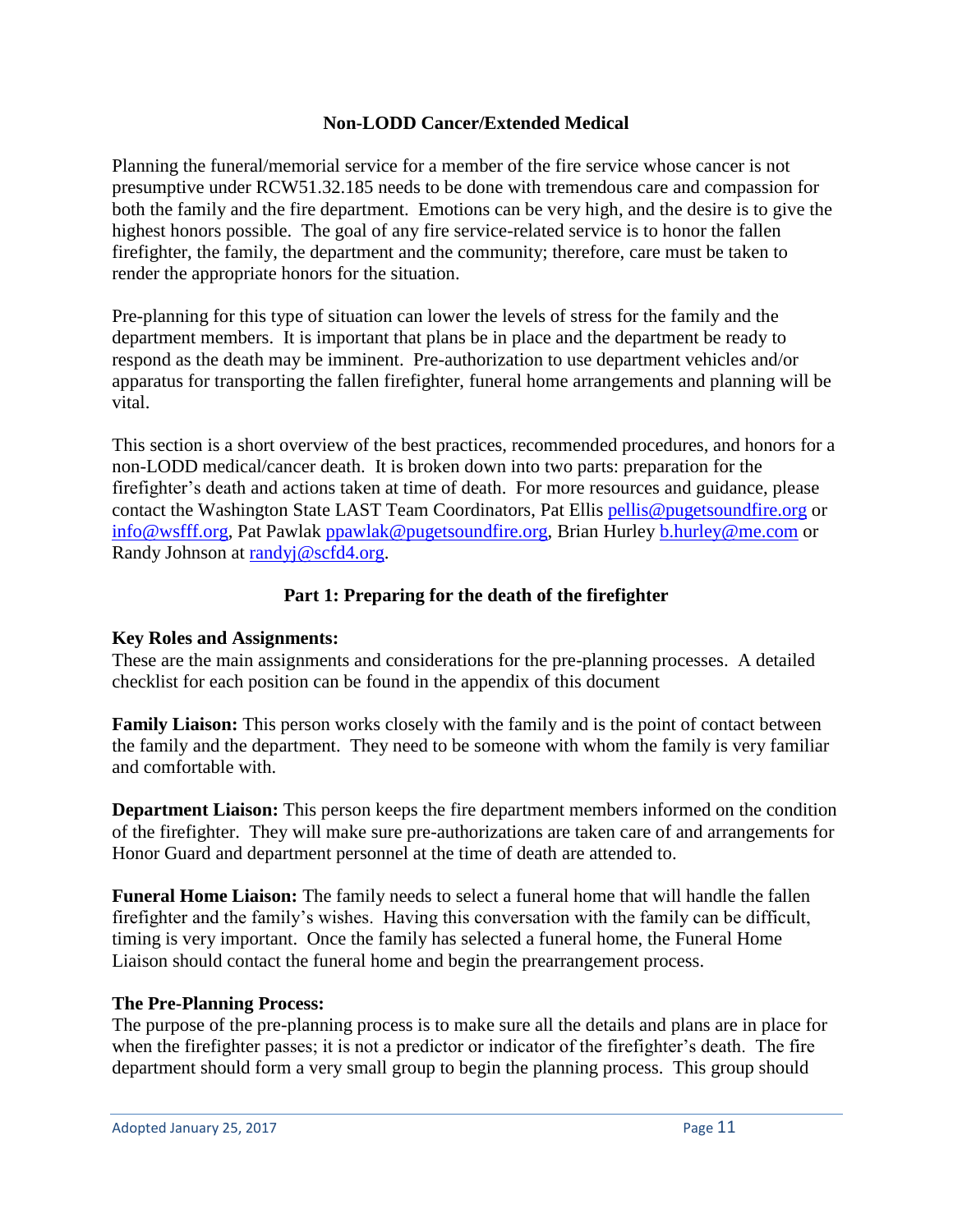## Non-LODD Cancer/Extended Medical

Planning the funeral/memorial service for a member of the fire service whose cancer is not presumptive under RCW51.32.185 needs to be done with tremendous care and compassion for both the family and the fire department. Emotions can be very high, and the desire is to give the highest honors possible. The goal of any fire service-related service is to honor the fallen firefighter, the family, the department and the community; therefore, care must be taken to render the appropriate honors for the situation.

Pre-planning for this type of situation can lower the levels of stress for the family and the department members. It is important that plans be in place and the department be ready to respond as the death may be imminent. Pre-authorization to use department vehicles and/or apparatus for transporting the fallen firefighter, funeral home arrangements and planning will be vital.

This section is a short overview of the best practices, recommended procedures, and honors for a non-LODD medical/cancer death. It is broken down into two parts: preparation for the firefighter's death and actions taken at time of death. For more resources and guidance, please contact the Washington State LAST Team Coordinators, Pat Ellis pellis@pugetsoundfire.org or info@wsfff.org, Pat Pawlak ppawlak@pugetsoundfire.org, Brian Hurley b.hurley@me.com or Randy Johnson at randyj@scfd4.org.

### Part 1: Preparing for the death of the firefighter

**Key Roles and Assignments:**
These are the main assignments and considerations for the pre-planning processes. A detailed checklist for each position can be found in the appendix of this document

**Family Liaison:** This person works closely with the family and is the point of contact between the family and the department. They need to be someone with whom the family is very familiar and comfortable with.

**Department Liaison:** This person keeps the fire department members informed on the condition of the firefighter. They will make sure pre-authorizations are taken care of and arrangements for Honor Guard and department personnel at the time of death are attended to.

**Funeral Home Liaison:** The family needs to select a funeral home that will handle the fallen firefighter and the family's wishes. Having this conversation with the family can be difficult, timing is very important. Once the family has selected a funeral home, the Funeral Home Liaison should contact the funeral home and begin the prearrangement process.

**The Pre-Planning Process:**
The purpose of the pre-planning process is to make sure all the details and plans are in place for when the firefighter passes; it is not a predictor or indicator of the firefighter's death. The fire department should form a very small group to begin the planning process. This group should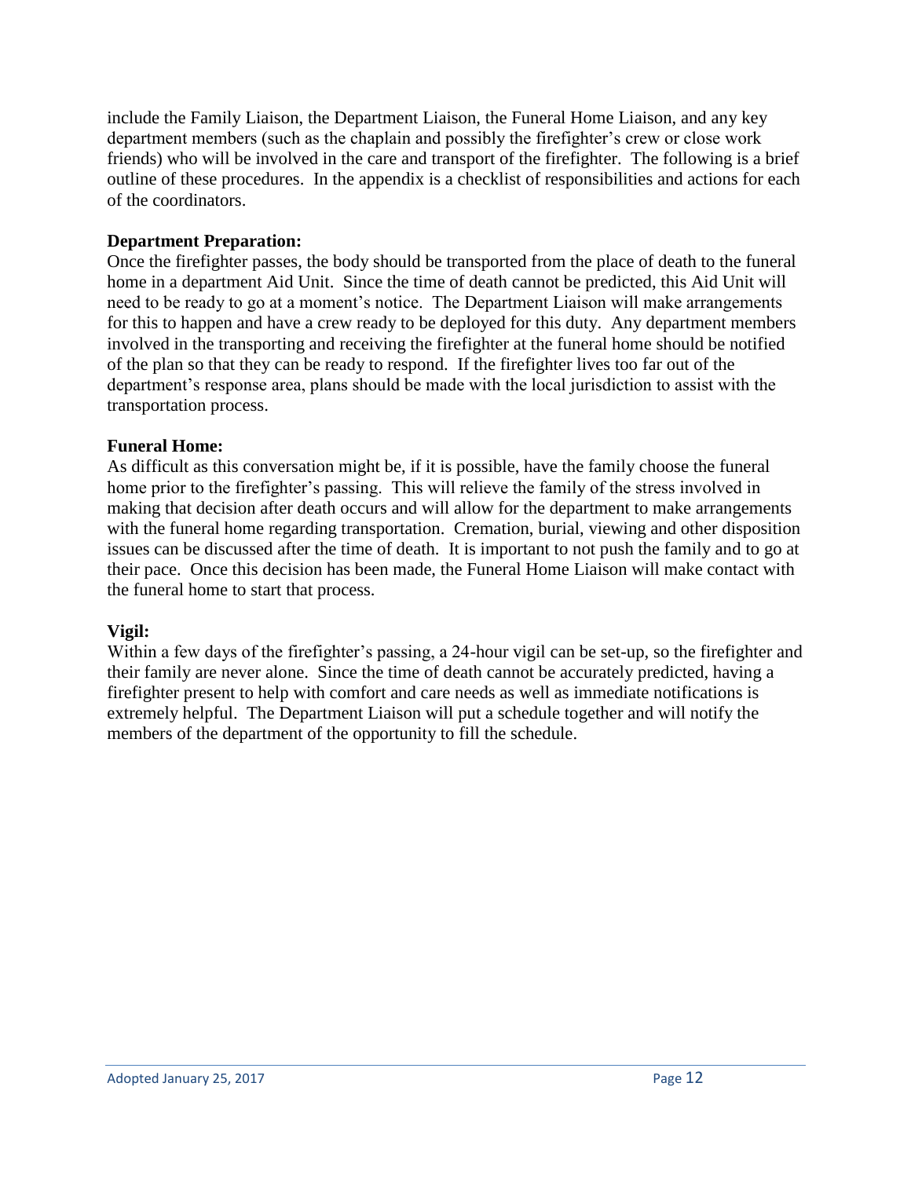include the Family Liaison, the Department Liaison, the Funeral Home Liaison, and any key department members (such as the chaplain and possibly the firefighter's crew or close work friends) who will be involved in the care and transport of the firefighter. The following is a brief outline of these procedures. In the appendix is a checklist of responsibilities and actions for each of the coordinators.

**Department Preparation:**
Once the firefighter passes, the body should be transported from the place of death to the funeral home in a department Aid Unit. Since the time of death cannot be predicted, this Aid Unit will need to be ready to go at a moment's notice. The Department Liaison will make arrangements for this to happen and have a crew ready to be deployed for this duty. Any department members involved in the transporting and receiving the firefighter at the funeral home should be notified of the plan so that they can be ready to respond. If the firefighter lives too far out of the department's response area, plans should be made with the local jurisdiction to assist with the transportation process.

**Funeral Home:**
As difficult as this conversation might be, if it is possible, have the family choose the funeral home prior to the firefighter's passing. This will relieve the family of the stress involved in making that decision after death occurs and will allow for the department to make arrangements with the funeral home regarding transportation. Cremation, burial, viewing and other disposition issues can be discussed after the time of death. It is important to not push the family and to go at their pace. Once this decision has been made, the Funeral Home Liaison will make contact with the funeral home to start that process.

**Vigil:**
Within a few days of the firefighter's passing, a 24-hour vigil can be set-up, so the firefighter and their family are never alone. Since the time of death cannot be accurately predicted, having a firefighter present to help with comfort and care needs as well as immediate notifications is extremely helpful. The Department Liaison will put a schedule together and will notify the members of the department of the opportunity to fill the schedule.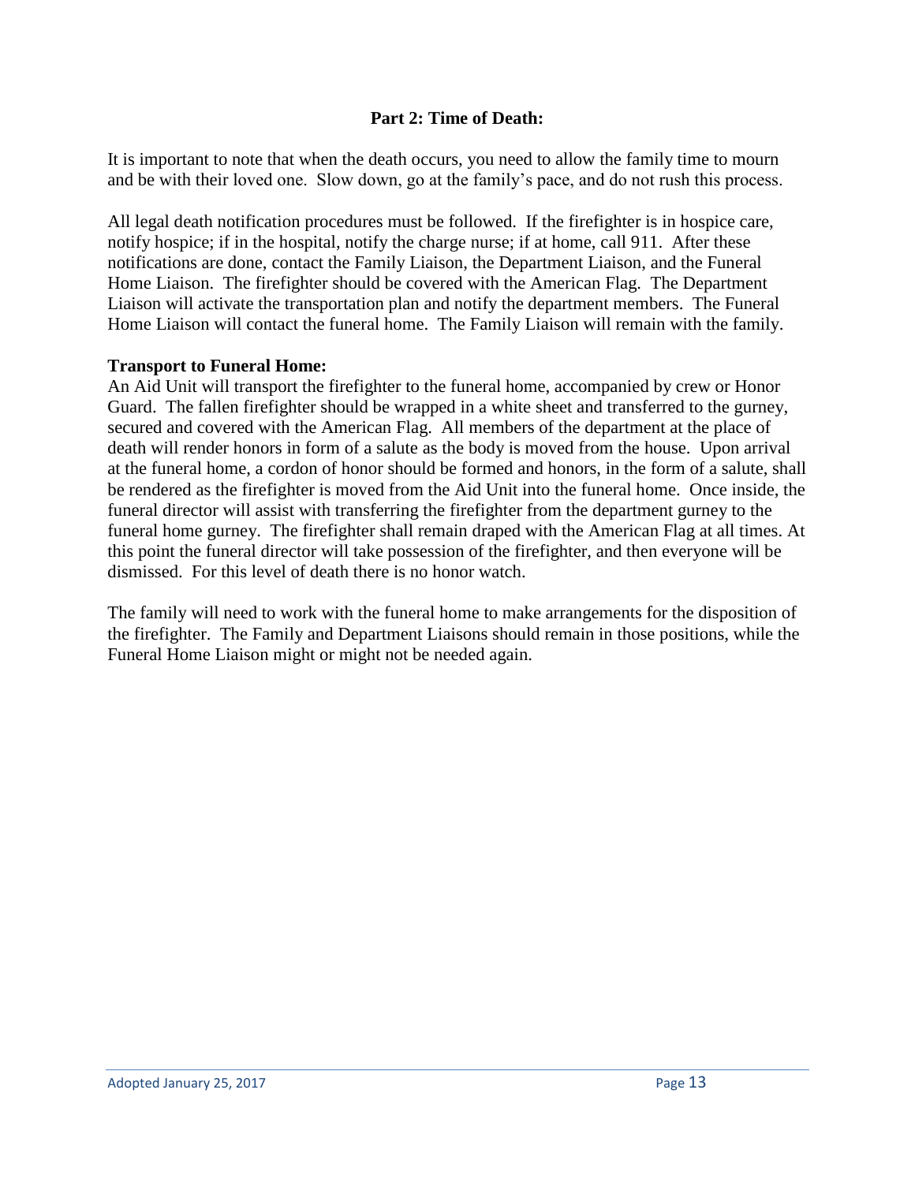## Part 2: Time of Death:

It is important to note that when the death occurs, you need to allow the family time to mourn and be with their loved one. Slow down, go at the family's pace, and do not rush this process.

All legal death notification procedures must be followed. If the firefighter is in hospice care, notify hospice; if in the hospital, notify the charge nurse; if at home, call 911. After these notifications are done, contact the Family Liaison, the Department Liaison, and the Funeral Home Liaison. The firefighter should be covered with the American Flag. The Department Liaison will activate the transportation plan and notify the department members. The Funeral Home Liaison will contact the funeral home. The Family Liaison will remain with the family.

**Transport to Funeral Home:**

An Aid Unit will transport the firefighter to the funeral home, accompanied by crew or Honor Guard. The fallen firefighter should be wrapped in a white sheet and transferred to the gurney, secured and covered with the American Flag. All members of the department at the place of death will render honors in form of a salute as the body is moved from the house. Upon arrival at the funeral home, a cordon of honor should be formed and honors, in the form of a salute, shall be rendered as the firefighter is moved from the Aid Unit into the funeral home. Once inside, the funeral director will assist with transferring the firefighter from the department gurney to the funeral home gurney. The firefighter shall remain draped with the American Flag at all times. At this point the funeral director will take possession of the firefighter, and then everyone will be dismissed. For this level of death there is no honor watch.

The family will need to work with the funeral home to make arrangements for the disposition of the firefighter. The Family and Department Liaisons should remain in those positions, while the Funeral Home Liaison might or might not be needed again.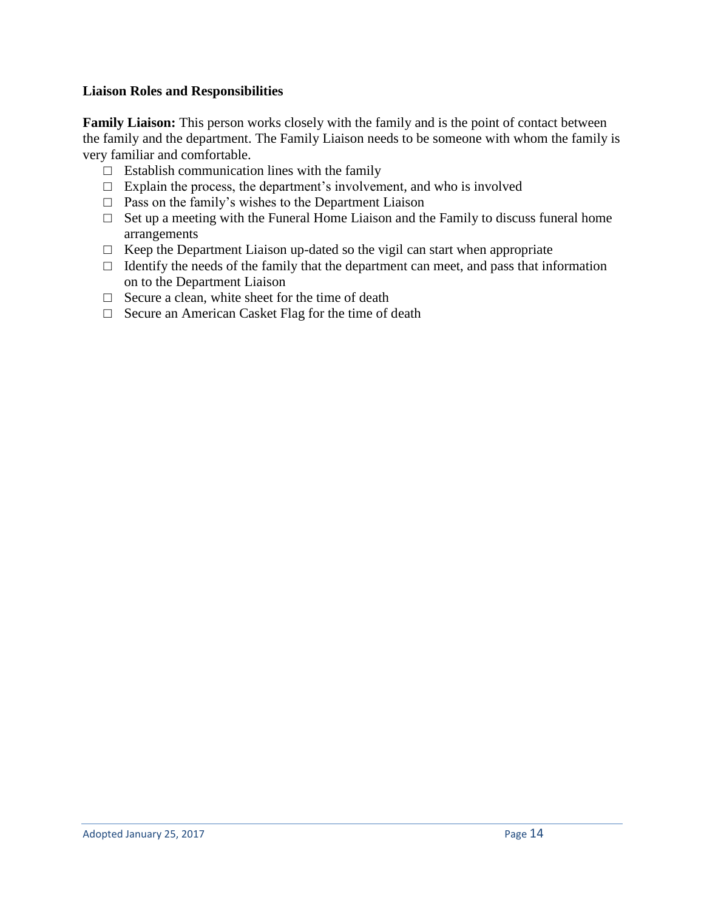**Liaison Roles and Responsibilities**

**Family Liaison:** This person works closely with the family and is the point of contact between the family and the department. The Family Liaison needs to be someone with whom the family is very familiar and comfortable.

- ☐ Establish communication lines with the family
- ☐ Explain the process, the department's involvement, and who is involved
- ☐ Pass on the family's wishes to the Department Liaison
- ☐ Set up a meeting with the Funeral Home Liaison and the Family to discuss funeral home arrangements
- ☐ Keep the Department Liaison up-dated so the vigil can start when appropriate
- ☐ Identify the needs of the family that the department can meet, and pass that information on to the Department Liaison
- ☐ Secure a clean, white sheet for the time of death
- ☐ Secure an American Casket Flag for the time of death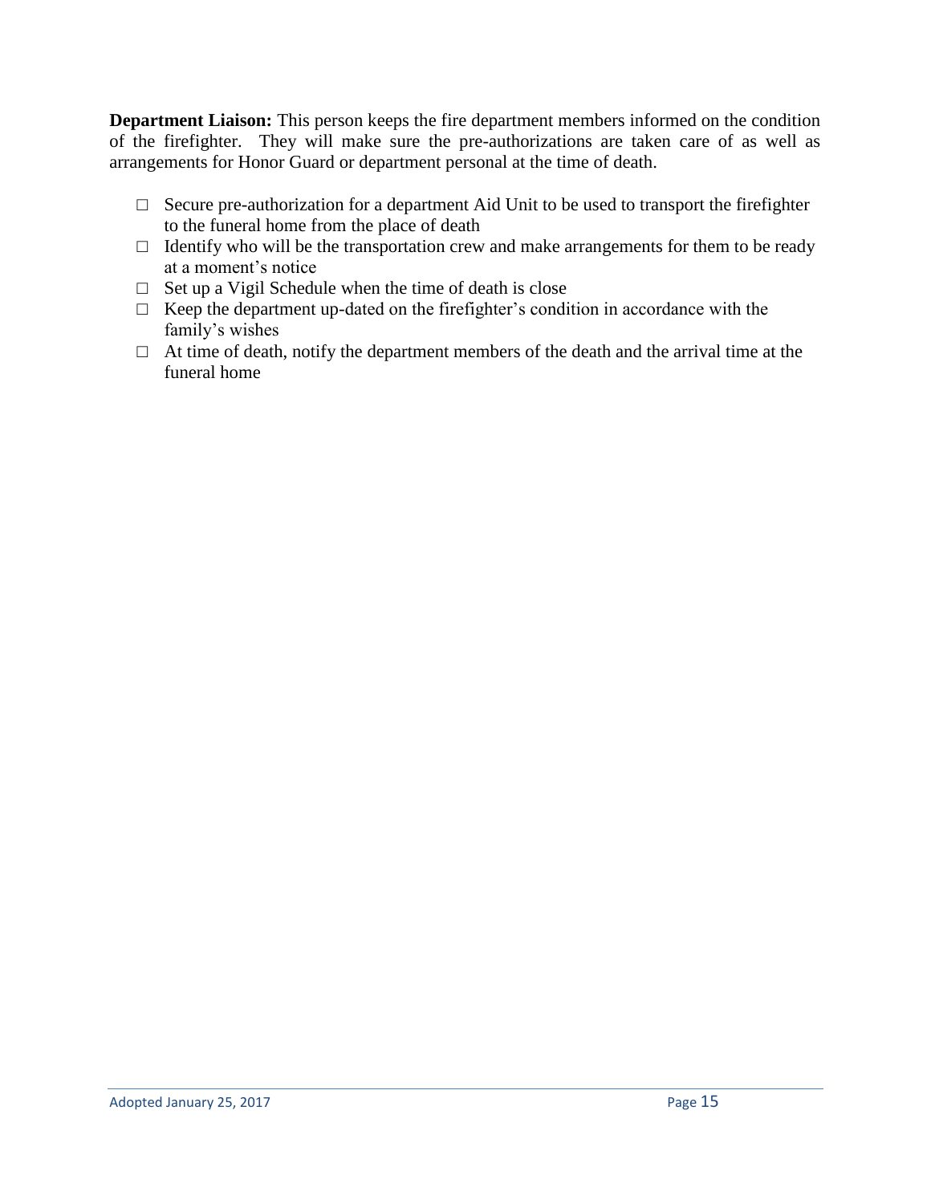**Department Liaison:** This person keeps the fire department members informed on the condition of the firefighter. They will make sure the pre-authorizations are taken care of as well as arrangements for Honor Guard or department personal at the time of death.

- ☐ Secure pre-authorization for a department Aid Unit to be used to transport the firefighter to the funeral home from the place of death
- ☐ Identify who will be the transportation crew and make arrangements for them to be ready at a moment's notice
- ☐ Set up a Vigil Schedule when the time of death is close
- ☐ Keep the department up-dated on the firefighter's condition in accordance with the family's wishes
- ☐ At time of death, notify the department members of the death and the arrival time at the funeral home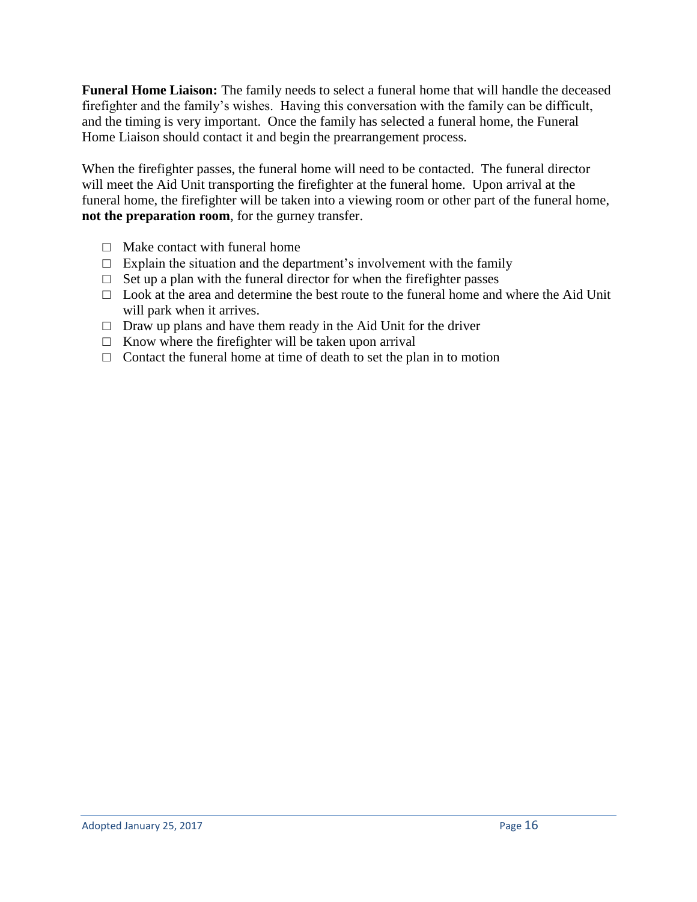**Funeral Home Liaison:** The family needs to select a funeral home that will handle the deceased firefighter and the family's wishes. Having this conversation with the family can be difficult, and the timing is very important. Once the family has selected a funeral home, the Funeral Home Liaison should contact it and begin the prearrangement process.

When the firefighter passes, the funeral home will need to be contacted. The funeral director will meet the Aid Unit transporting the firefighter at the funeral home. Upon arrival at the funeral home, the firefighter will be taken into a viewing room or other part of the funeral home, **not the preparation room**, for the gurney transfer.

- □ Make contact with funeral home
- □ Explain the situation and the department's involvement with the family
- □ Set up a plan with the funeral director for when the firefighter passes
- □ Look at the area and determine the best route to the funeral home and where the Aid Unit will park when it arrives.
- □ Draw up plans and have them ready in the Aid Unit for the driver
- □ Know where the firefighter will be taken upon arrival
- □ Contact the funeral home at time of death to set the plan in to motion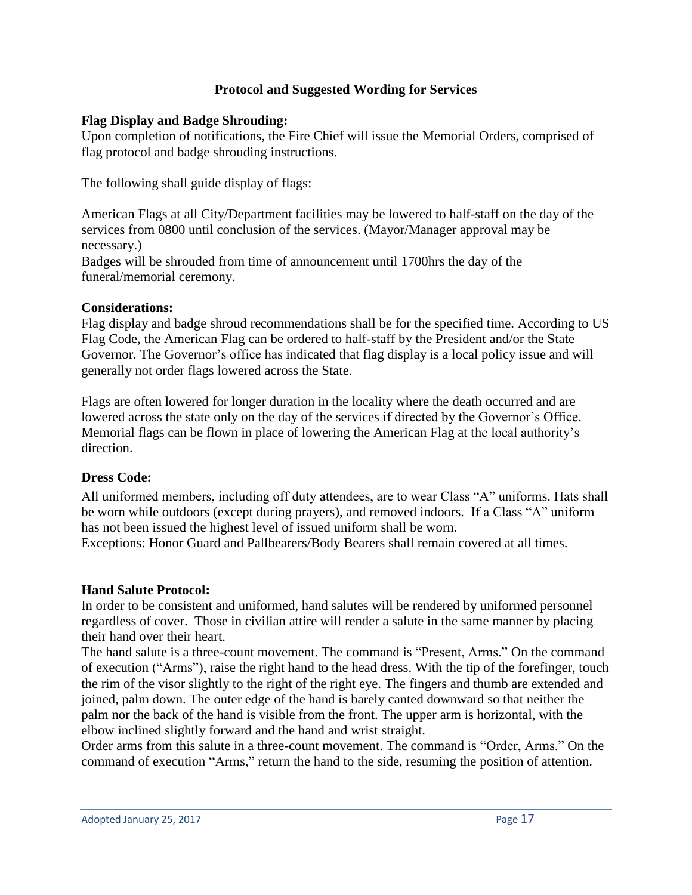## Protocol and Suggested Wording for Services

### Flag Display and Badge Shrouding:

Upon completion of notifications, the Fire Chief will issue the Memorial Orders, comprised of flag protocol and badge shrouding instructions.

The following shall guide display of flags:

American Flags at all City/Department facilities may be lowered to half-staff on the day of the services from 0800 until conclusion of the services. (Mayor/Manager approval may be necessary.)
Badges will be shrouded from time of announcement until 1700hrs the day of the funeral/memorial ceremony.

### Considerations:

Flag display and badge shroud recommendations shall be for the specified time. According to US Flag Code, the American Flag can be ordered to half-staff by the President and/or the State Governor. The Governor's office has indicated that flag display is a local policy issue and will generally not order flags lowered across the State.

Flags are often lowered for longer duration in the locality where the death occurred and are lowered across the state only on the day of the services if directed by the Governor's Office. Memorial flags can be flown in place of lowering the American Flag at the local authority's direction.

### Dress Code:

All uniformed members, including off duty attendees, are to wear Class "A" uniforms. Hats shall be worn while outdoors (except during prayers), and removed indoors. If a Class "A" uniform has not been issued the highest level of issued uniform shall be worn.
Exceptions: Honor Guard and Pallbearers/Body Bearers shall remain covered at all times.

### Hand Salute Protocol:

In order to be consistent and uniformed, hand salutes will be rendered by uniformed personnel regardless of cover. Those in civilian attire will render a salute in the same manner by placing their hand over their heart.
The hand salute is a three-count movement. The command is "Present, Arms." On the command of execution ("Arms"), raise the right hand to the head dress. With the tip of the forefinger, touch the rim of the visor slightly to the right of the right eye. The fingers and thumb are extended and joined, palm down. The outer edge of the hand is barely canted downward so that neither the palm nor the back of the hand is visible from the front. The upper arm is horizontal, with the elbow inclined slightly forward and the hand and wrist straight.
Order arms from this salute in a three-count movement. The command is "Order, Arms." On the command of execution "Arms," return the hand to the side, resuming the position of attention.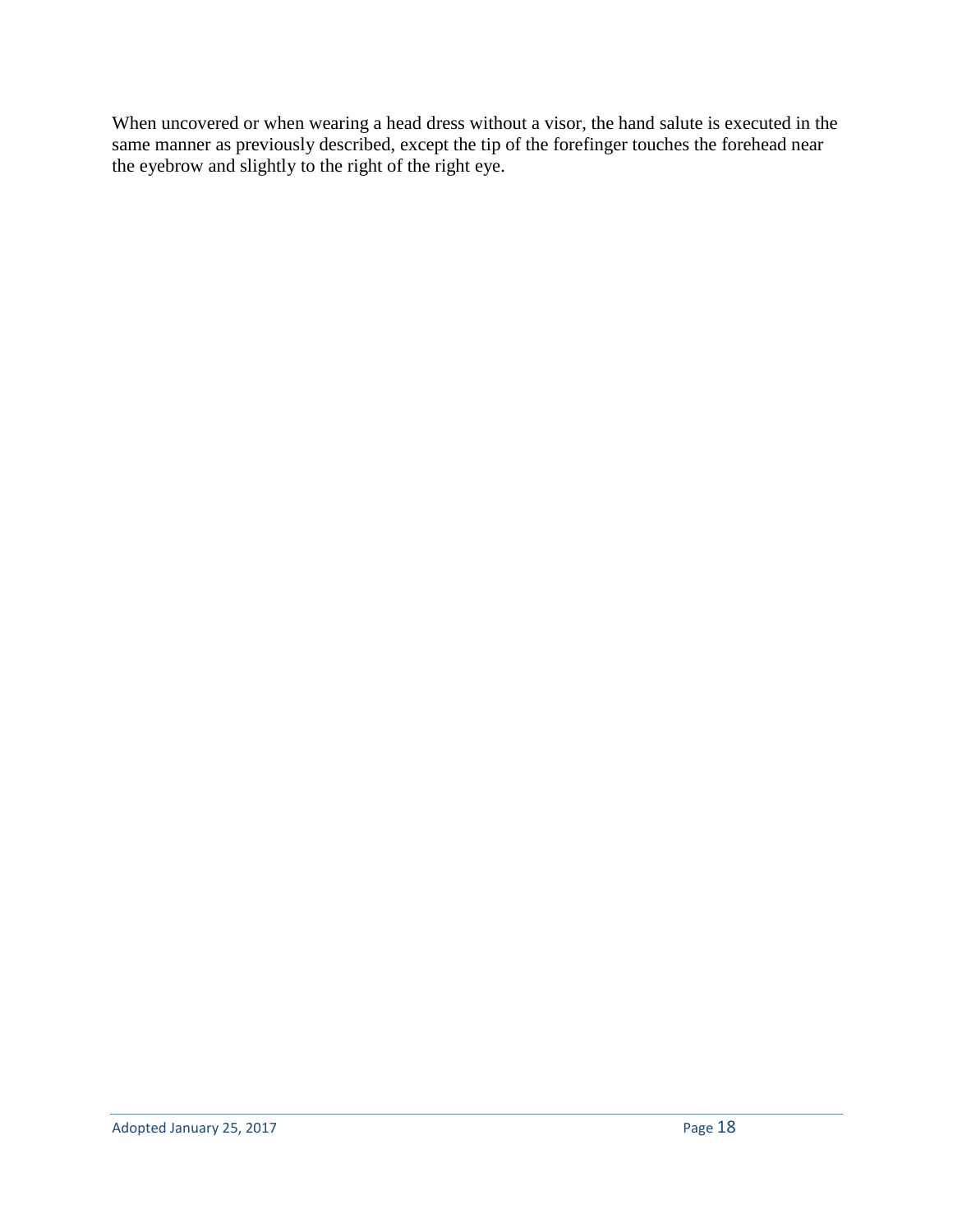When uncovered or when wearing a head dress without a visor, the hand salute is executed in the same manner as previously described, except the tip of the forefinger touches the forehead near the eyebrow and slightly to the right of the right eye.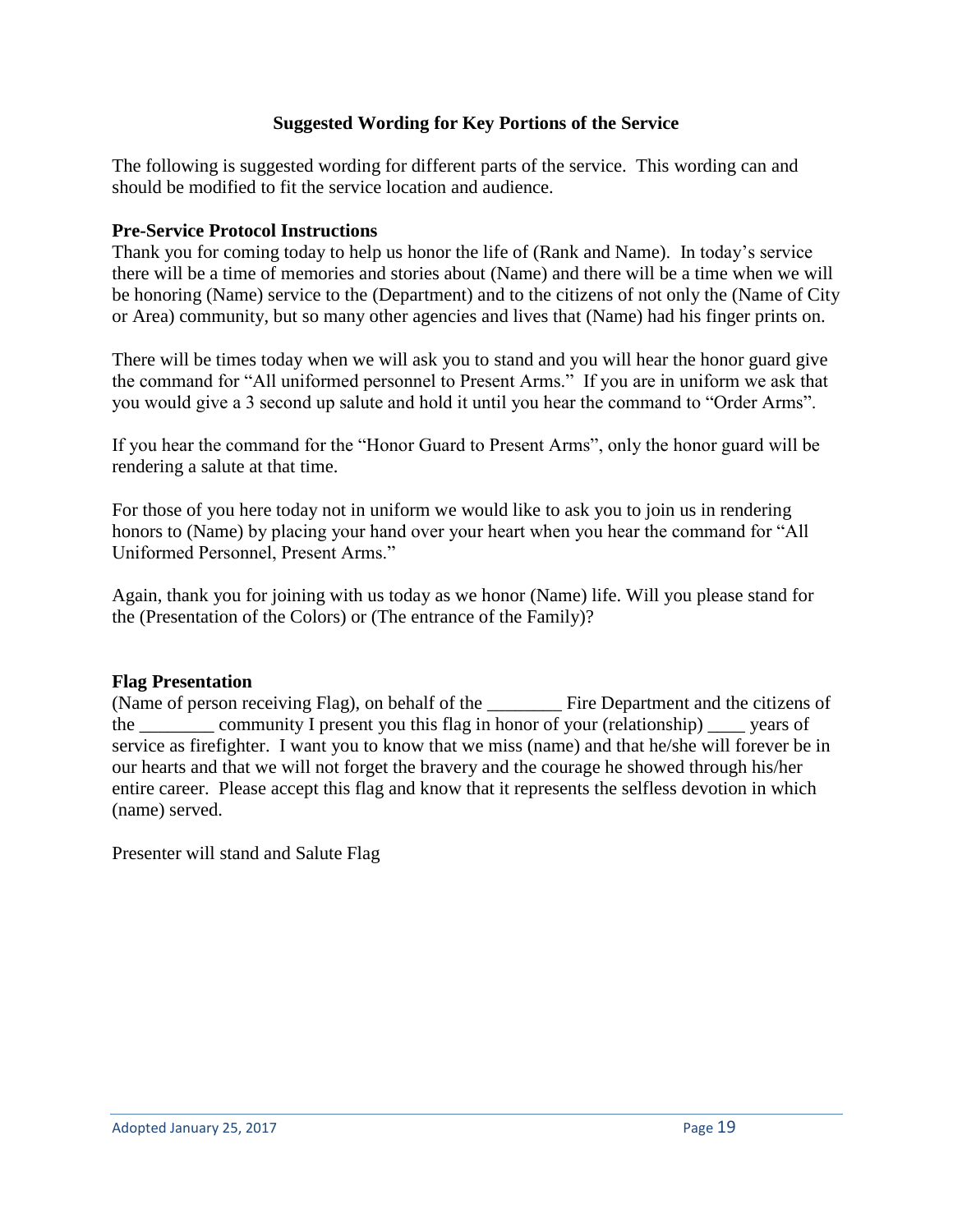## Suggested Wording for Key Portions of the Service

The following is suggested wording for different parts of the service. This wording can and should be modified to fit the service location and audience.

### Pre-Service Protocol Instructions

Thank you for coming today to help us honor the life of (Rank and Name). In today's service there will be a time of memories and stories about (Name) and there will be a time when we will be honoring (Name) service to the (Department) and to the citizens of not only the (Name of City or Area) community, but so many other agencies and lives that (Name) had his finger prints on.

There will be times today when we will ask you to stand and you will hear the honor guard give the command for "All uniformed personnel to Present Arms." If you are in uniform we ask that you would give a 3 second up salute and hold it until you hear the command to "Order Arms".

If you hear the command for the "Honor Guard to Present Arms", only the honor guard will be rendering a salute at that time.

For those of you here today not in uniform we would like to ask you to join us in rendering honors to (Name) by placing your hand over your heart when you hear the command for "All Uniformed Personnel, Present Arms."

Again, thank you for joining with us today as we honor (Name) life. Will you please stand for the (Presentation of the Colors) or (The entrance of the Family)?

### Flag Presentation

(Name of person receiving Flag), on behalf of the ________ Fire Department and the citizens of the ________ community I present you this flag in honor of your (relationship) ____ years of service as firefighter. I want you to know that we miss (name) and that he/she will forever be in our hearts and that we will not forget the bravery and the courage he showed through his/her entire career. Please accept this flag and know that it represents the selfless devotion in which (name) served.

Presenter will stand and Salute Flag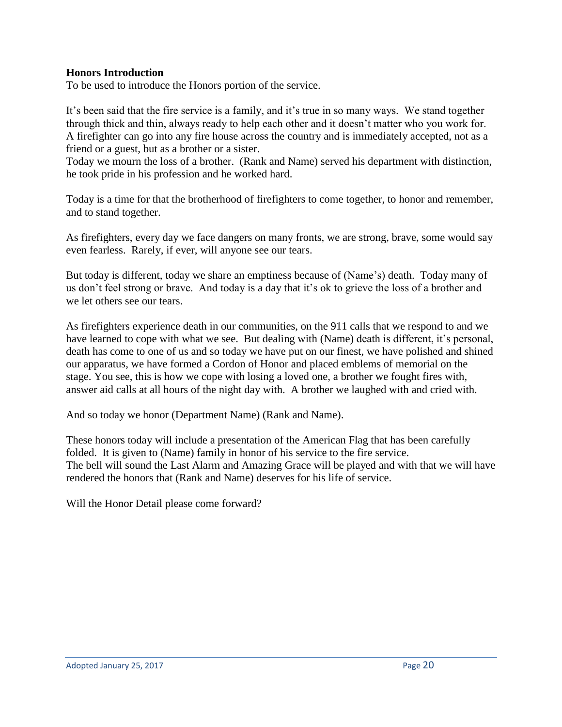**Honors Introduction**

To be used to introduce the Honors portion of the service.

It's been said that the fire service is a family, and it's true in so many ways. We stand together through thick and thin, always ready to help each other and it doesn't matter who you work for. A firefighter can go into any fire house across the country and is immediately accepted, not as a friend or a guest, but as a brother or a sister.

Today we mourn the loss of a brother. (Rank and Name) served his department with distinction, he took pride in his profession and he worked hard.

Today is a time for that the brotherhood of firefighters to come together, to honor and remember, and to stand together.

As firefighters, every day we face dangers on many fronts, we are strong, brave, some would say even fearless. Rarely, if ever, will anyone see our tears.

But today is different, today we share an emptiness because of (Name's) death. Today many of us don't feel strong or brave. And today is a day that it's ok to grieve the loss of a brother and we let others see our tears.

As firefighters experience death in our communities, on the 911 calls that we respond to and we have learned to cope with what we see. But dealing with (Name) death is different, it's personal, death has come to one of us and so today we have put on our finest, we have polished and shined our apparatus, we have formed a Cordon of Honor and placed emblems of memorial on the stage. You see, this is how we cope with losing a loved one, a brother we fought fires with, answer aid calls at all hours of the night day with. A brother we laughed with and cried with.

And so today we honor (Department Name) (Rank and Name).

These honors today will include a presentation of the American Flag that has been carefully folded. It is given to (Name) family in honor of his service to the fire service.
The bell will sound the Last Alarm and Amazing Grace will be played and with that we will have rendered the honors that (Rank and Name) deserves for his life of service.

Will the Honor Detail please come forward?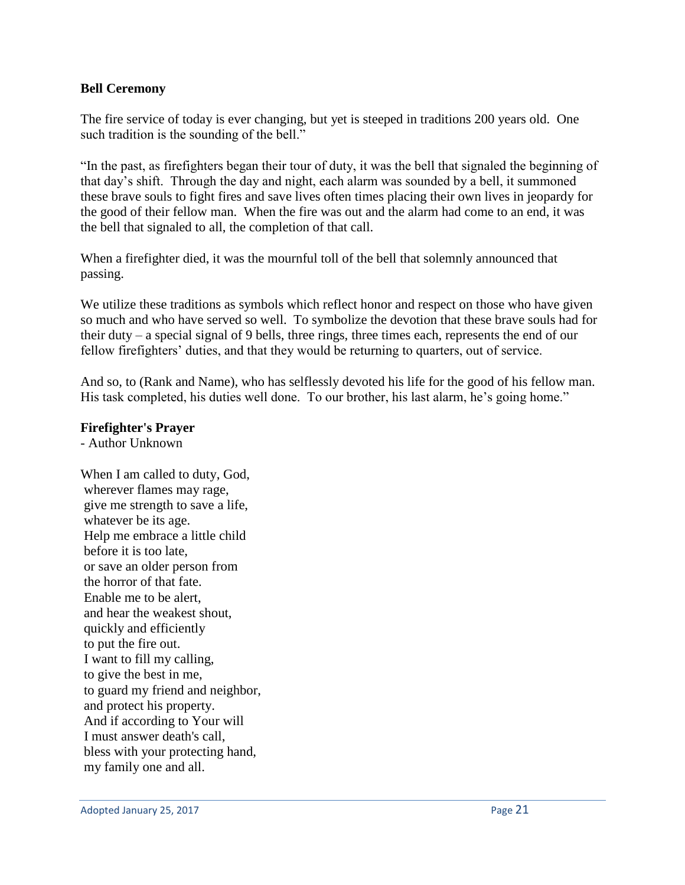**Bell Ceremony**

The fire service of today is ever changing, but yet is steeped in traditions 200 years old. One such tradition is the sounding of the bell."

"In the past, as firefighters began their tour of duty, it was the bell that signaled the beginning of that day's shift. Through the day and night, each alarm was sounded by a bell, it summoned these brave souls to fight fires and save lives often times placing their own lives in jeopardy for the good of their fellow man. When the fire was out and the alarm had come to an end, it was the bell that signaled to all, the completion of that call.

When a firefighter died, it was the mournful toll of the bell that solemnly announced that passing.

We utilize these traditions as symbols which reflect honor and respect on those who have given so much and who have served so well. To symbolize the devotion that these brave souls had for their duty – a special signal of 9 bells, three rings, three times each, represents the end of our fellow firefighters' duties, and that they would be returning to quarters, out of service.

And so, to (Rank and Name), who has selflessly devoted his life for the good of his fellow man. His task completed, his duties well done. To our brother, his last alarm, he's going home."

**Firefighter's Prayer**

- Author Unknown

When I am called to duty, God,  
wherever flames may rage,  
give me strength to save a life,  
whatever be its age.  
Help me embrace a little child  
before it is too late,  
or save an older person from  
the horror of that fate.  
Enable me to be alert,  
and hear the weakest shout,  
quickly and efficiently  
to put the fire out.  
I want to fill my calling,  
to give the best in me,  
to guard my friend and neighbor,  
and protect his property.  
And if according to Your will  
I must answer death's call,  
bless with your protecting hand,  
my family one and all.

Adopted January 25, 2017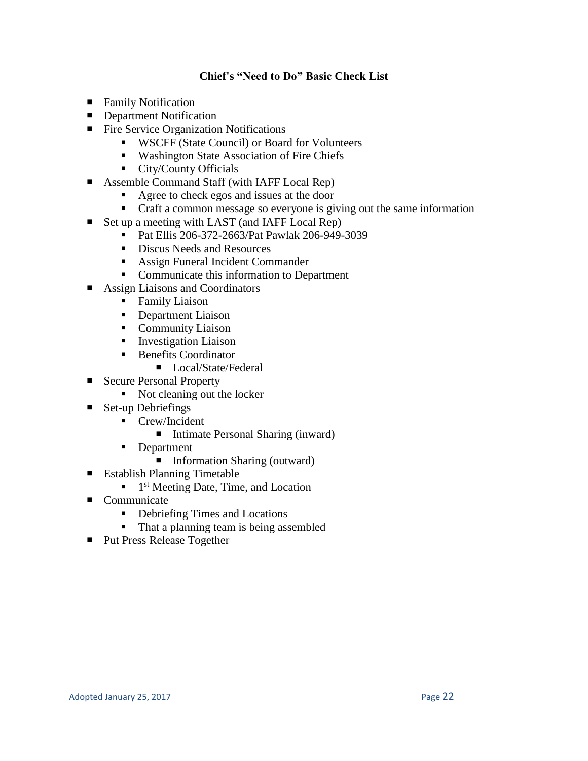### Chief's "Need to Do" Basic Check List

- Family Notification
- Department Notification
- Fire Service Organization Notifications
  - WSCFF (State Council) or Board for Volunteers
  - Washington State Association of Fire Chiefs
  - City/County Officials
- Assemble Command Staff (with IAFF Local Rep)
  - Agree to check egos and issues at the door
  - Craft a common message so everyone is giving out the same information
- Set up a meeting with LAST (and IAFF Local Rep)
  - Pat Ellis 206-372-2663/Pat Pawlak 206-949-3039
  - Discus Needs and Resources
  - Assign Funeral Incident Commander
  - Communicate this information to Department
- Assign Liaisons and Coordinators
  - Family Liaison
  - Department Liaison
  - Community Liaison
  - Investigation Liaison
  - Benefits Coordinator
    - Local/State/Federal
- Secure Personal Property
  - Not cleaning out the locker
- Set-up Debriefings
  - Crew/Incident
    - Intimate Personal Sharing (inward)
  - Department
    - Information Sharing (outward)
- Establish Planning Timetable
  - 1st Meeting Date, Time, and Location
- Communicate
  - Debriefing Times and Locations
  - That a planning team is being assembled
- Put Press Release Together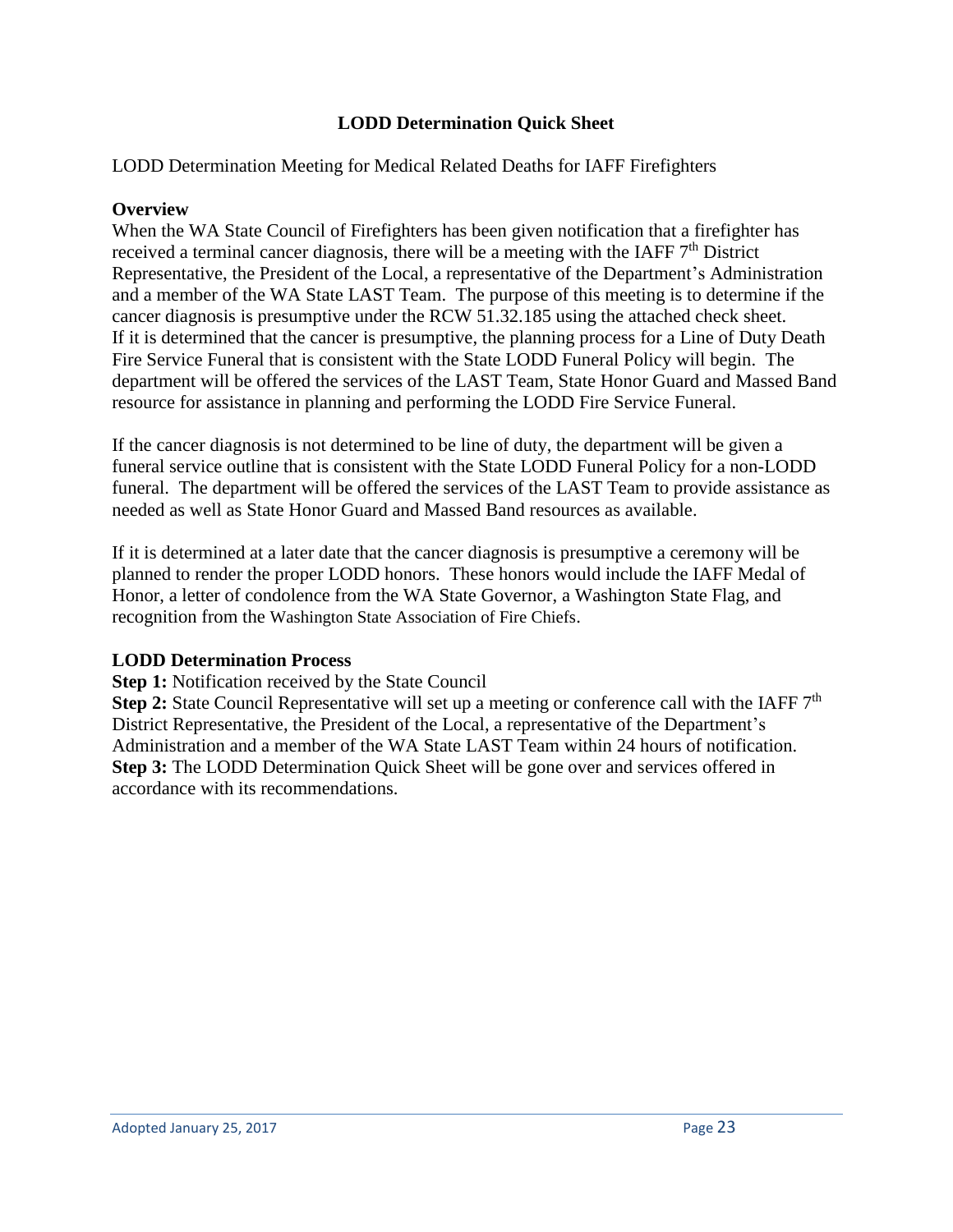# LODD Determination Quick Sheet

LODD Determination Meeting for Medical Related Deaths for IAFF Firefighters

**Overview**

When the WA State Council of Firefighters has been given notification that a firefighter has received a terminal cancer diagnosis, there will be a meeting with the IAFF 7th District Representative, the President of the Local, a representative of the Department's Administration and a member of the WA State LAST Team. The purpose of this meeting is to determine if the cancer diagnosis is presumptive under the RCW 51.32.185 using the attached check sheet. If it is determined that the cancer is presumptive, the planning process for a Line of Duty Death Fire Service Funeral that is consistent with the State LODD Funeral Policy will begin. The department will be offered the services of the LAST Team, State Honor Guard and Massed Band resource for assistance in planning and performing the LODD Fire Service Funeral.

If the cancer diagnosis is not determined to be line of duty, the department will be given a funeral service outline that is consistent with the State LODD Funeral Policy for a non-LODD funeral. The department will be offered the services of the LAST Team to provide assistance as needed as well as State Honor Guard and Massed Band resources as available.

If it is determined at a later date that the cancer diagnosis is presumptive a ceremony will be planned to render the proper LODD honors. These honors would include the IAFF Medal of Honor, a letter of condolence from the WA State Governor, a Washington State Flag, and recognition from the Washington State Association of Fire Chiefs.

**LODD Determination Process**

**Step 1:** Notification received by the State Council

**Step 2:** State Council Representative will set up a meeting or conference call with the IAFF 7th District Representative, the President of the Local, a representative of the Department's Administration and a member of the WA State LAST Team within 24 hours of notification.

**Step 3:** The LODD Determination Quick Sheet will be gone over and services offered in accordance with its recommendations.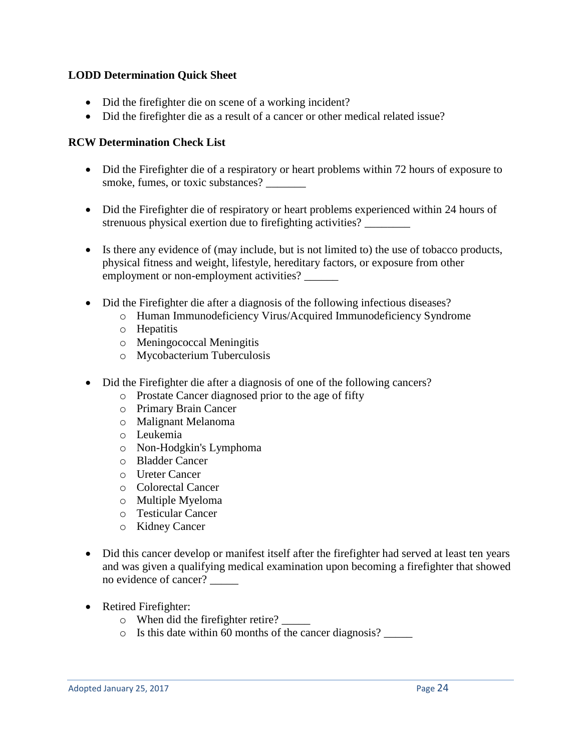**LODD Determination Quick Sheet**

- Did the firefighter die on scene of a working incident?
- Did the firefighter die as a result of a cancer or other medical related issue?

**RCW Determination Check List**

- Did the Firefighter die of a respiratory or heart problems within 72 hours of exposure to smoke, fumes, or toxic substances? _______

- Did the Firefighter die of respiratory or heart problems experienced within 24 hours of strenuous physical exertion due to firefighting activities? ________

- Is there any evidence of (may include, but is not limited to) the use of tobacco products, physical fitness and weight, lifestyle, hereditary factors, or exposure from other employment or non-employment activities? ______

- Did the Firefighter die after a diagnosis of the following infectious diseases?
  - Human Immunodeficiency Virus/Acquired Immunodeficiency Syndrome
  - Hepatitis
  - Meningococcal Meningitis
  - Mycobacterium Tuberculosis

- Did the Firefighter die after a diagnosis of one of the following cancers?
  - Prostate Cancer diagnosed prior to the age of fifty
  - Primary Brain Cancer
  - Malignant Melanoma
  - Leukemia
  - Non-Hodgkin's Lymphoma
  - Bladder Cancer
  - Ureter Cancer
  - Colorectal Cancer
  - Multiple Myeloma
  - Testicular Cancer
  - Kidney Cancer

- Did this cancer develop or manifest itself after the firefighter had served at least ten years and was given a qualifying medical examination upon becoming a firefighter that showed no evidence of cancer? _____

- Retired Firefighter:
  - When did the firefighter retire? _____
  - Is this date within 60 months of the cancer diagnosis? _____

Adopted January 25, 2017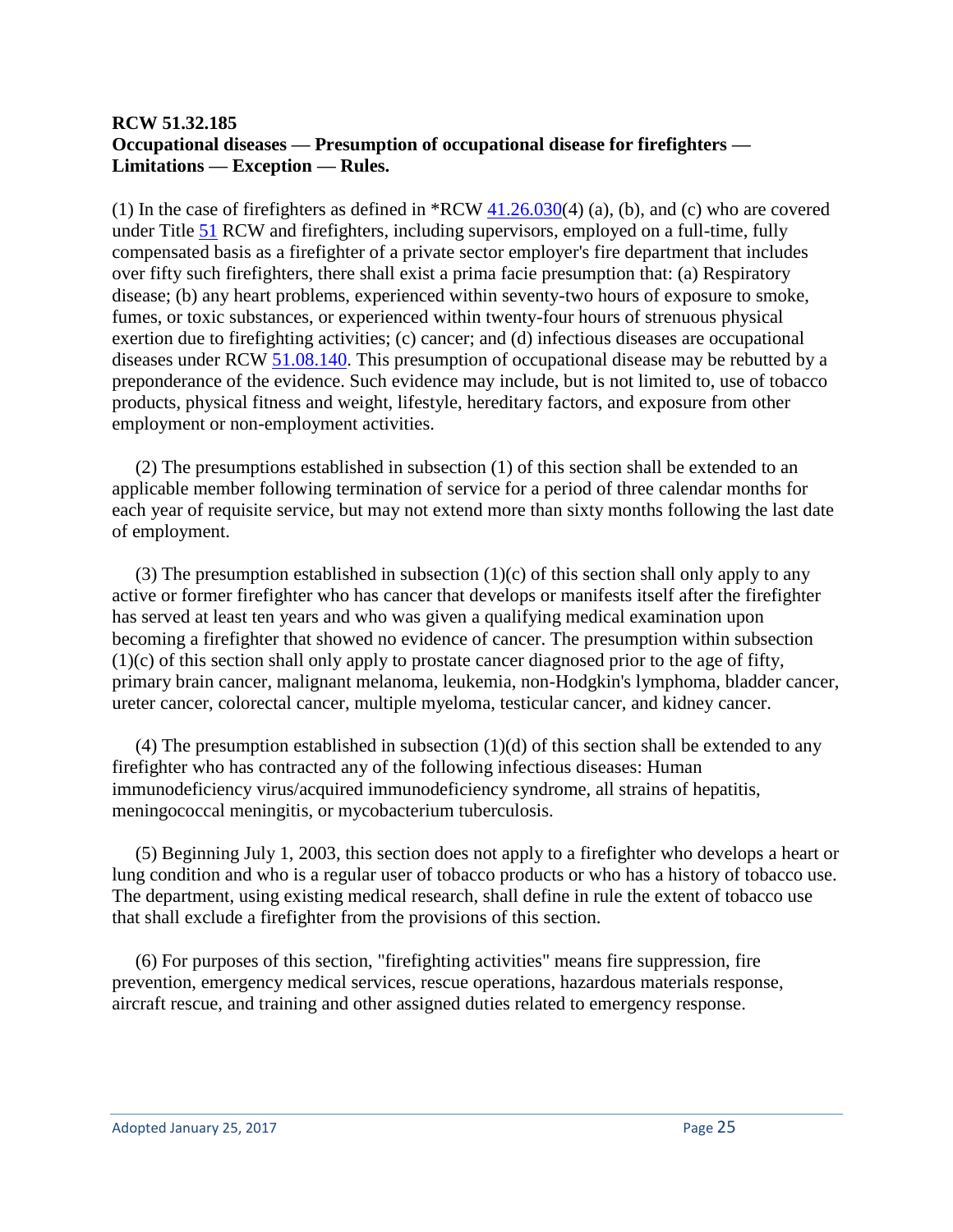**RCW 51.32.185**
**Occupational diseases — Presumption of occupational disease for firefighters — Limitations — Exception — Rules.**

(1) In the case of firefighters as defined in *RCW 41.26.030(4) (a), (b), and (c) who are covered under Title 51 RCW and firefighters, including supervisors, employed on a full-time, fully compensated basis as a firefighter of a private sector employer's fire department that includes over fifty such firefighters, there shall exist a prima facie presumption that: (a) Respiratory disease; (b) any heart problems, experienced within seventy-two hours of exposure to smoke, fumes, or toxic substances, or experienced within twenty-four hours of strenuous physical exertion due to firefighting activities; (c) cancer; and (d) infectious diseases are occupational diseases under RCW 51.08.140. This presumption of occupational disease may be rebutted by a preponderance of the evidence. Such evidence may include, but is not limited to, use of tobacco products, physical fitness and weight, lifestyle, hereditary factors, and exposure from other employment or non-employment activities.

(2) The presumptions established in subsection (1) of this section shall be extended to an applicable member following termination of service for a period of three calendar months for each year of requisite service, but may not extend more than sixty months following the last date of employment.

(3) The presumption established in subsection (1)(c) of this section shall only apply to any active or former firefighter who has cancer that develops or manifests itself after the firefighter has served at least ten years and who was given a qualifying medical examination upon becoming a firefighter that showed no evidence of cancer. The presumption within subsection (1)(c) of this section shall only apply to prostate cancer diagnosed prior to the age of fifty, primary brain cancer, malignant melanoma, leukemia, non-Hodgkin's lymphoma, bladder cancer, ureter cancer, colorectal cancer, multiple myeloma, testicular cancer, and kidney cancer.

(4) The presumption established in subsection (1)(d) of this section shall be extended to any firefighter who has contracted any of the following infectious diseases: Human immunodeficiency virus/acquired immunodeficiency syndrome, all strains of hepatitis, meningococcal meningitis, or mycobacterium tuberculosis.

(5) Beginning July 1, 2003, this section does not apply to a firefighter who develops a heart or lung condition and who is a regular user of tobacco products or who has a history of tobacco use. The department, using existing medical research, shall define in rule the extent of tobacco use that shall exclude a firefighter from the provisions of this section.

(6) For purposes of this section, "firefighting activities" means fire suppression, fire prevention, emergency medical services, rescue operations, hazardous materials response, aircraft rescue, and training and other assigned duties related to emergency response.

Adopted January 25, 2017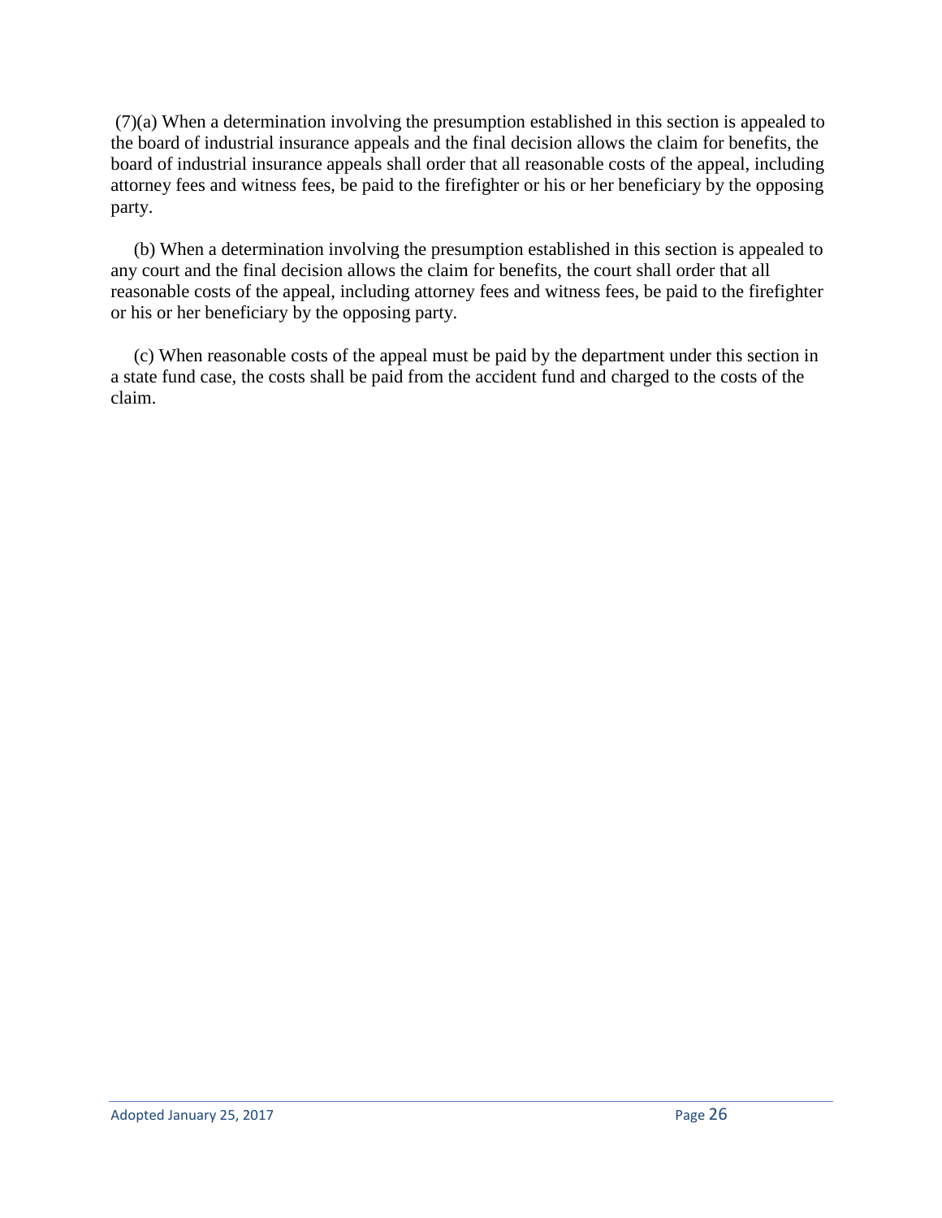(7)(a) When a determination involving the presumption established in this section is appealed to the board of industrial insurance appeals and the final decision allows the claim for benefits, the board of industrial insurance appeals shall order that all reasonable costs of the appeal, including attorney fees and witness fees, be paid to the firefighter or his or her beneficiary by the opposing party.

(b) When a determination involving the presumption established in this section is appealed to any court and the final decision allows the claim for benefits, the court shall order that all reasonable costs of the appeal, including attorney fees and witness fees, be paid to the firefighter or his or her beneficiary by the opposing party.

(c) When reasonable costs of the appeal must be paid by the department under this section in a state fund case, the costs shall be paid from the accident fund and charged to the costs of the claim.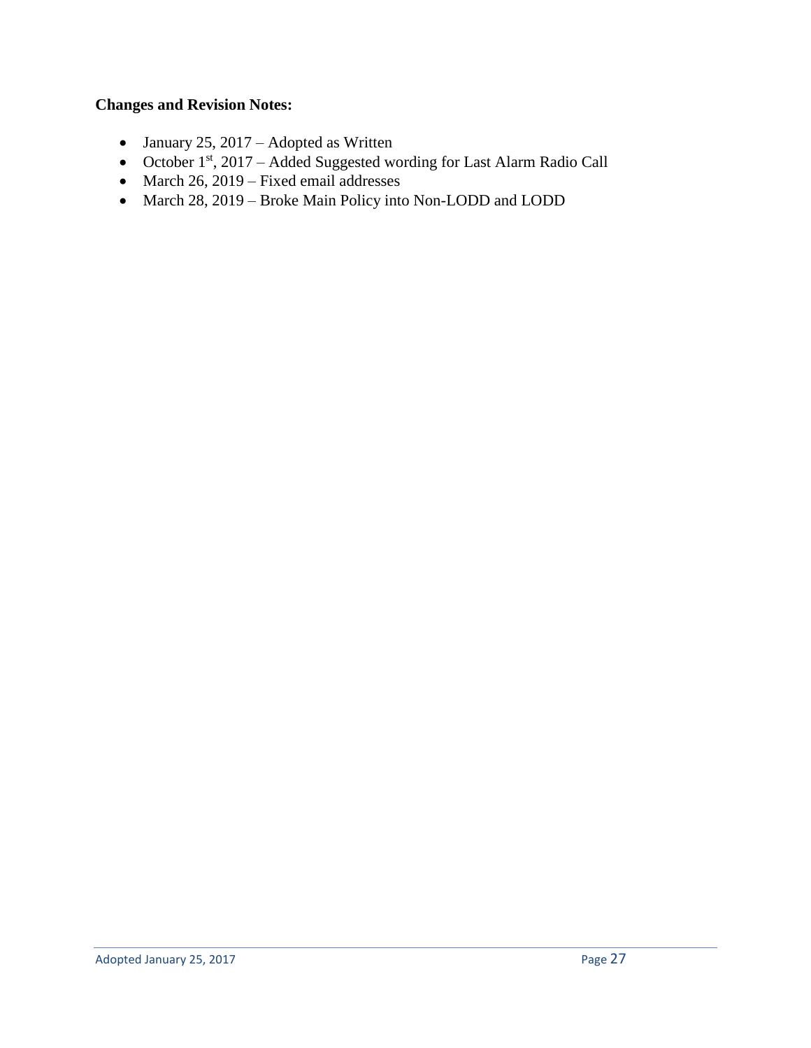**Changes and Revision Notes:**

- January 25, 2017 – Adopted as Written
- October 1st, 2017 – Added Suggested wording for Last Alarm Radio Call
- March 26, 2019 – Fixed email addresses
- March 28, 2019 – Broke Main Policy into Non-LODD and LODD